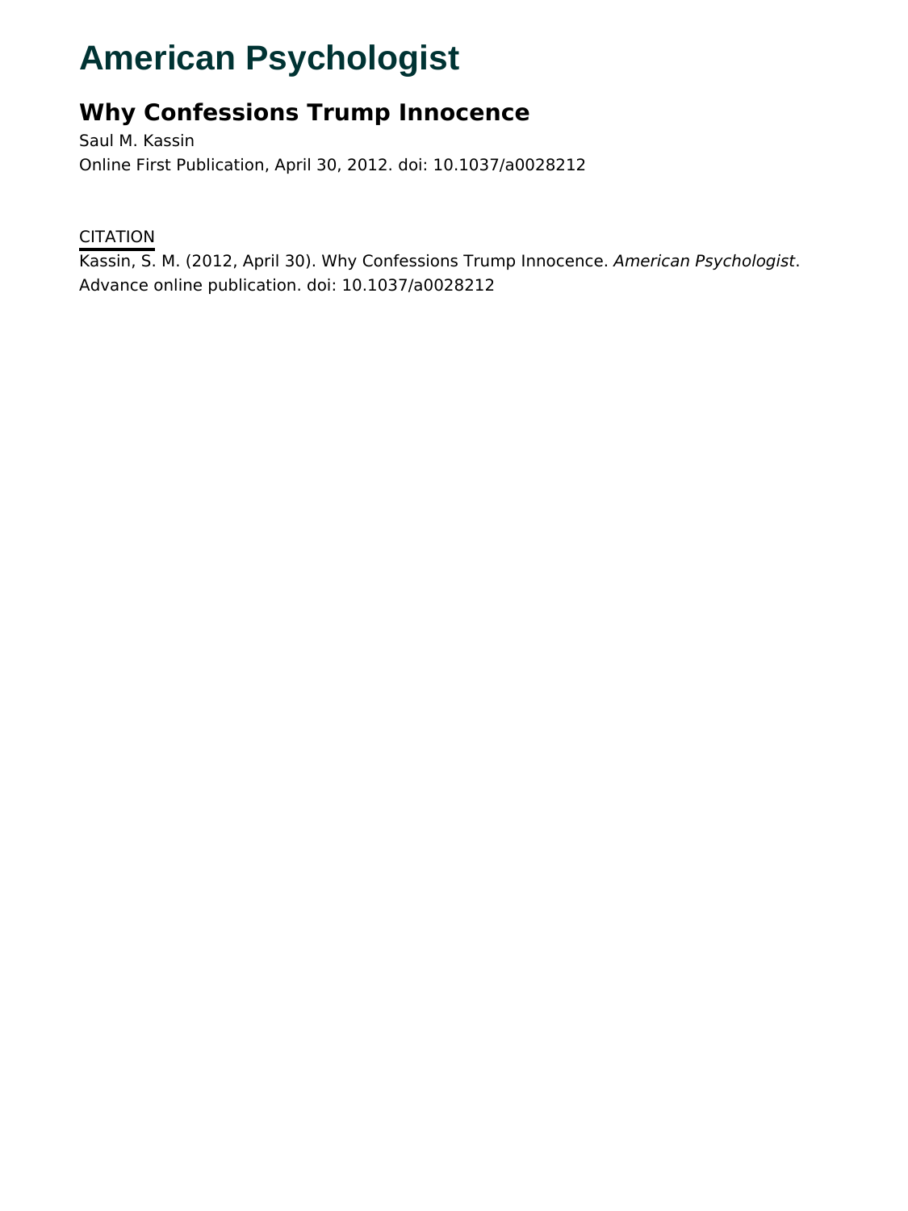# American Psychologist

## Why Confessions Trump Innocence

Saul M. Kassin

Online First Publication, April 30, 2012. doi: 10.1037/a0028212

CITATION

Kassin, S. M. (2012, April 30). Why Confessions Trump Innocence. *American Psychologist*. Advance online publication. doi: 10.1037/a0028212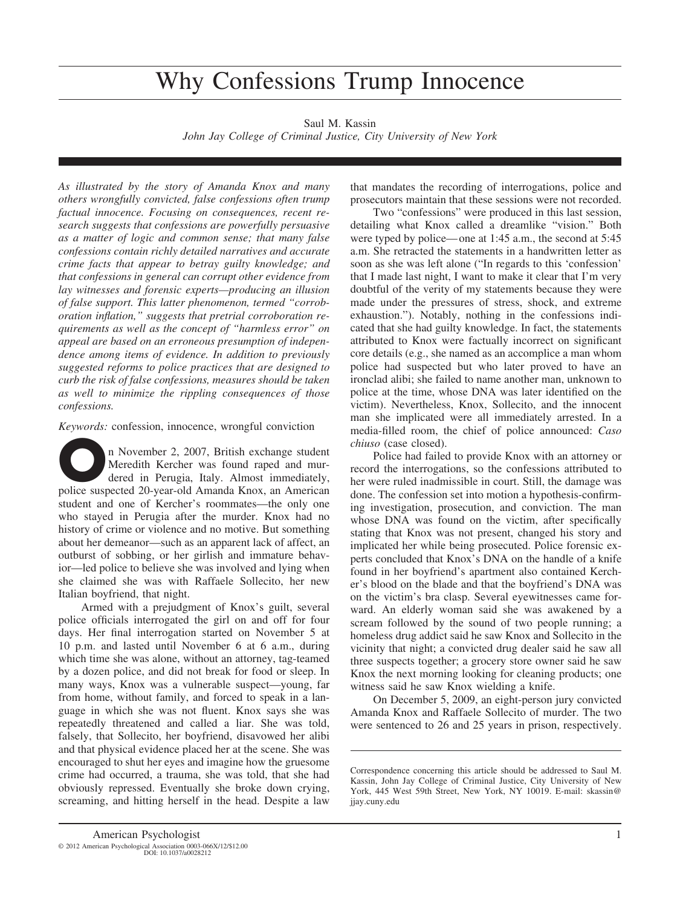# Why Confessions Trump Innocence

Saul M. Kassin
*John Jay College of Criminal Justice, City University of New York*

*As illustrated by the story of Amanda Knox and many others wrongfully convicted, false confessions often trump factual innocence. Focusing on consequences, recent research suggests that confessions are powerfully persuasive as a matter of logic and common sense; that many false confessions contain richly detailed narratives and accurate crime facts that appear to betray guilty knowledge; and that confessions in general can corrupt other evidence from lay witnesses and forensic experts—producing an illusion of false support. This latter phenomenon, termed "corroboration inflation," suggests that pretrial corroboration requirements as well as the concept of "harmless error" on appeal are based on an erroneous presumption of independence among items of evidence. In addition to previously suggested reforms to police practices that are designed to curb the risk of false confessions, measures should be taken as well to minimize the rippling consequences of those confessions.*

*Keywords:* confession, innocence, wrongful conviction

On November 2, 2007, British exchange student Meredith Kercher was found raped and murdered in Perugia, Italy. Almost immediately, police suspected 20-year-old Amanda Knox, an American student and one of Kercher's roommates—the only one who stayed in Perugia after the murder. Knox had no history of crime or violence and no motive. But something about her demeanor—such as an apparent lack of affect, an outburst of sobbing, or her girlish and immature behavior—led police to believe she was involved and lying when she claimed she was with Raffaele Sollecito, her new Italian boyfriend, that night.

Armed with a prejudgment of Knox's guilt, several police officials interrogated the girl on and off for four days. Her final interrogation started on November 5 at 10 p.m. and lasted until November 6 at 6 a.m., during which time she was alone, without an attorney, tag-teamed by a dozen police, and did not break for food or sleep. In many ways, Knox was a vulnerable suspect—young, far from home, without family, and forced to speak in a language in which she was not fluent. Knox says she was repeatedly threatened and called a liar. She was told, falsely, that Sollecito, her boyfriend, disavowed her alibi and that physical evidence placed her at the scene. She was encouraged to shut her eyes and imagine how the gruesome crime had occurred, a trauma, she was told, that she had obviously repressed. Eventually she broke down crying, screaming, and hitting herself in the head. Despite a law that mandates the recording of interrogations, police and prosecutors maintain that these sessions were not recorded.

Two "confessions" were produced in this last session, detailing what Knox called a dreamlike "vision." Both were typed by police—one at 1:45 a.m., the second at 5:45 a.m. She retracted the statements in a handwritten letter as soon as she was left alone ("In regards to this 'confession' that I made last night, I want to make it clear that I'm very doubtful of the verity of my statements because they were made under the pressures of stress, shock, and extreme exhaustion."). Notably, nothing in the confessions indicated that she had guilty knowledge. In fact, the statements attributed to Knox were factually incorrect on significant core details (e.g., she named as an accomplice a man whom police had suspected but who later proved to have an ironclad alibi; she failed to name another man, unknown to police at the time, whose DNA was later identified on the victim). Nevertheless, Knox, Sollecito, and the innocent man she implicated were all immediately arrested. In a media-filled room, the chief of police announced: *Caso chiuso* (case closed).

Police had failed to provide Knox with an attorney or record the interrogations, so the confessions attributed to her were ruled inadmissible in court. Still, the damage was done. The confession set into motion a hypothesis-confirming investigation, prosecution, and conviction. The man whose DNA was found on the victim, after specifically stating that Knox was not present, changed his story and implicated her while being prosecuted. Police forensic experts concluded that Knox's DNA on the handle of a knife found in her boyfriend's apartment also contained Kercher's blood on the blade and that the boyfriend's DNA was on the victim's bra clasp. Several eyewitnesses came forward. An elderly woman said she was awakened by a scream followed by the sound of two people running; a homeless drug addict said he saw Knox and Sollecito in the vicinity that night; a convicted drug dealer said he saw all three suspects together; a grocery store owner said he saw Knox the next morning looking for cleaning products; one witness said he saw Knox wielding a knife.

On December 5, 2009, an eight-person jury convicted Amanda Knox and Raffaele Sollecito of murder. The two were sentenced to 26 and 25 years in prison, respectively.

Correspondence concerning this article should be addressed to Saul M. Kassin, John Jay College of Criminal Justice, City University of New York, 445 West 59th Street, New York, NY 10019. E-mail: skassin@jjay.cuny.edu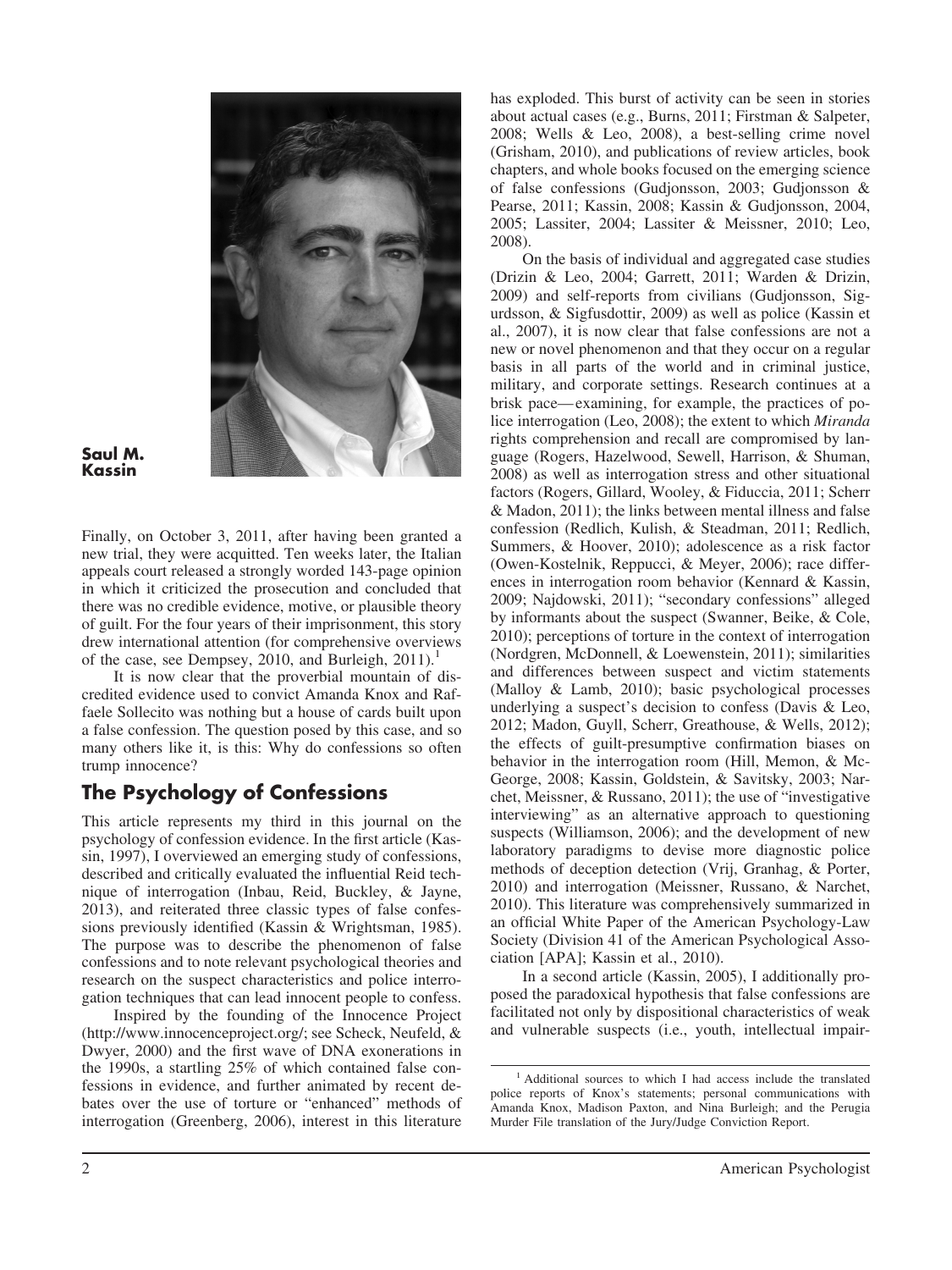Saul M. Kassin

Finally, on October 3, 2011, after having been granted a new trial, they were acquitted. Ten weeks later, the Italian appeals court released a strongly worded 143-page opinion in which it criticized the prosecution and concluded that there was no credible evidence, motive, or plausible theory of guilt. For the four years of their imprisonment, this story drew international attention (for comprehensive overviews of the case, see Dempsey, 2010, and Burleigh, 2011).[1]

It is now clear that the proverbial mountain of discredited evidence used to convict Amanda Knox and Raffaele Sollecito was nothing but a house of cards built upon a false confession. The question posed by this case, and so many others like it, is this: Why do confessions so often trump innocence?

## The Psychology of Confessions

This article represents my third in this journal on the psychology of confession evidence. In the first article (Kassin, 1997), I overviewed an emerging study of confessions, described and critically evaluated the influential Reid technique of interrogation (Inbau, Reid, Buckley, & Jayne, 2013), and reiterated three classic types of false confessions previously identified (Kassin & Wrightsman, 1985). The purpose was to describe the phenomenon of false confessions and to note relevant psychological theories and research on the suspect characteristics and police interrogation techniques that can lead innocent people to confess.

Inspired by the founding of the Innocence Project (http://www.innocenceproject.org/; see Scheck, Neufeld, & Dwyer, 2000) and the first wave of DNA exonerations in the 1990s, a startling 25% of which contained false confessions in evidence, and further animated by recent debates over the use of torture or "enhanced" methods of interrogation (Greenberg, 2006), interest in this literature has exploded. This burst of activity can be seen in stories about actual cases (e.g., Burns, 2011; Firstman & Salpeter, 2008; Wells & Leo, 2008), a best-selling crime novel (Grisham, 2010), and publications of review articles, book chapters, and whole books focused on the emerging science of false confessions (Gudjonsson, 2003; Gudjonsson & Pearse, 2011; Kassin, 2008; Kassin & Gudjonsson, 2004, 2005; Lassiter, 2004; Lassiter & Meissner, 2010; Leo, 2008).

On the basis of individual and aggregated case studies (Drizin & Leo, 2004; Garrett, 2011; Warden & Drizin, 2009) and self-reports from civilians (Gudjonsson, Sigurdsson, & Sigfusdottir, 2009) as well as police (Kassin et al., 2007), it is now clear that false confessions are not a new or novel phenomenon and that they occur on a regular basis in all parts of the world and in criminal justice, military, and corporate settings. Research continues at a brisk pace—examining, for example, the practices of police interrogation (Leo, 2008); the extent to which *Miranda* rights comprehension and recall are compromised by language (Rogers, Hazelwood, Sewell, Harrison, & Shuman, 2008) as well as interrogation stress and other situational factors (Rogers, Gillard, Wooley, & Fiduccia, 2011; Scherr & Madon, 2011); the links between mental illness and false confession (Redlich, Kulish, & Steadman, 2011; Redlich, Summers, & Hoover, 2010); adolescence as a risk factor (Owen-Kostelnik, Reppucci, & Meyer, 2006); race differences in interrogation room behavior (Kennard & Kassin, 2009; Najdowski, 2011); "secondary confessions" alleged by informants about the suspect (Swanner, Beike, & Cole, 2010); perceptions of torture in the context of interrogation (Nordgren, McDonnell, & Loewenstein, 2011); similarities and differences between suspect and victim statements (Malloy & Lamb, 2010); basic psychological processes underlying a suspect's decision to confess (Davis & Leo, 2012; Madon, Guyll, Scherr, Greathouse, & Wells, 2012); the effects of guilt-presumptive confirmation biases on behavior in the interrogation room (Hill, Memon, & McGeorge, 2008; Kassin, Goldstein, & Savitsky, 2003; Narchet, Meissner, & Russano, 2011); the use of "investigative interviewing" as an alternative approach to questioning suspects (Williamson, 2006); and the development of new laboratory paradigms to devise more diagnostic police methods of deception detection (Vrij, Granhag, & Porter, 2010) and interrogation (Meissner, Russano, & Narchet, 2010). This literature was comprehensively summarized in an official White Paper of the American Psychology-Law Society (Division 41 of the American Psychological Association [APA]; Kassin et al., 2010).

In a second article (Kassin, 2005), I additionally proposed the paradoxical hypothesis that false confessions are facilitated not only by dispositional characteristics of weak and vulnerable suspects (i.e., youth, intellectual impair-

[1] Additional sources to which I had access include the translated police reports of Knox's statements; personal communications with Amanda Knox, Madison Paxton, and Nina Burleigh; and the Perugia Murder File translation of the Jury/Judge Conviction Report.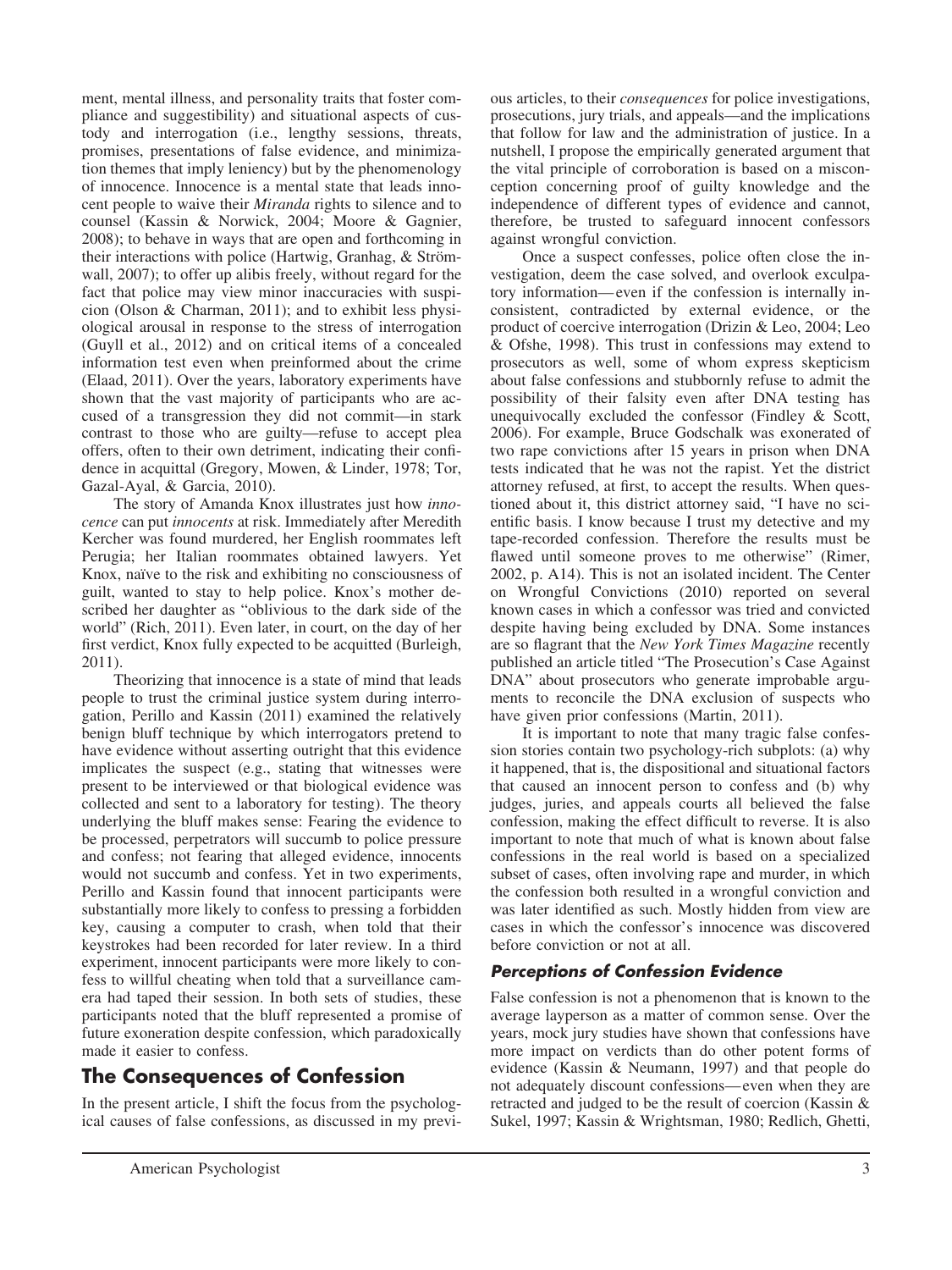ment, mental illness, and personality traits that foster compliance and suggestibility) and situational aspects of custody and interrogation (i.e., lengthy sessions, threats, promises, presentations of false evidence, and minimization themes that imply leniency) but by the phenomenology of innocence. Innocence is a mental state that leads innocent people to waive their *Miranda* rights to silence and to counsel (Kassin & Norwick, 2004; Moore & Gagnier, 2008); to behave in ways that are open and forthcoming in their interactions with police (Hartwig, Granhag, & Strömwall, 2007); to offer up alibis freely, without regard for the fact that police may view minor inaccuracies with suspicion (Olson & Charman, 2011); and to exhibit less physiological arousal in response to the stress of interrogation (Guyll et al., 2012) and on critical items of a concealed information test even when preinformed about the crime (Elaad, 2011). Over the years, laboratory experiments have shown that the vast majority of participants who are accused of a transgression they did not commit—in stark contrast to those who are guilty—refuse to accept plea offers, often to their own detriment, indicating their confidence in acquittal (Gregory, Mowen, & Linder, 1978; Tor, Gazal-Ayal, & Garcia, 2010).

The story of Amanda Knox illustrates just how *innocence* can put *innocents* at risk. Immediately after Meredith Kercher was found murdered, her English roommates left Perugia; her Italian roommates obtained lawyers. Yet Knox, naïve to the risk and exhibiting no consciousness of guilt, wanted to stay to help police. Knox's mother described her daughter as "oblivious to the dark side of the world" (Rich, 2011). Even later, in court, on the day of her first verdict, Knox fully expected to be acquitted (Burleigh, 2011).

Theorizing that innocence is a state of mind that leads people to trust the criminal justice system during interrogation, Perillo and Kassin (2011) examined the relatively benign bluff technique by which interrogators pretend to have evidence without asserting outright that this evidence implicates the suspect (e.g., stating that witnesses were present to be interviewed or that biological evidence was collected and sent to a laboratory for testing). The theory underlying the bluff makes sense: Fearing the evidence to be processed, perpetrators will succumb to police pressure and confess; not fearing that alleged evidence, innocents would not succumb and confess. Yet in two experiments, Perillo and Kassin found that innocent participants were substantially more likely to confess to pressing a forbidden key, causing a computer to crash, when told that their keystrokes had been recorded for later review. In a third experiment, innocent participants were more likely to confess to willful cheating when told that a surveillance camera had taped their session. In both sets of studies, these participants noted that the bluff represented a promise of future exoneration despite confession, which paradoxically made it easier to confess.

## The Consequences of Confession

In the present article, I shift the focus from the psychological causes of false confessions, as discussed in my previous articles, to their *consequences* for police investigations, prosecutions, jury trials, and appeals—and the implications that follow for law and the administration of justice. In a nutshell, I propose the empirically generated argument that the vital principle of corroboration is based on a misconception concerning proof of guilty knowledge and the independence of different types of evidence and cannot, therefore, be trusted to safeguard innocent confessors against wrongful conviction.

Once a suspect confesses, police often close the investigation, deem the case solved, and overlook exculpatory information—even if the confession is internally inconsistent, contradicted by external evidence, or the product of coercive interrogation (Drizin & Leo, 2004; Leo & Ofshe, 1998). This trust in confessions may extend to prosecutors as well, some of whom express skepticism about false confessions and stubbornly refuse to admit the possibility of their falsity even after DNA testing has unequivocally excluded the confessor (Findley & Scott, 2006). For example, Bruce Godschalk was exonerated of two rape convictions after 15 years in prison when DNA tests indicated that he was not the rapist. Yet the district attorney refused, at first, to accept the results. When questioned about it, this district attorney said, "I have no scientific basis. I know because I trust my detective and my tape-recorded confession. Therefore the results must be flawed until someone proves to me otherwise" (Rimer, 2002, p. A14). This is not an isolated incident. The Center on Wrongful Convictions (2010) reported on several known cases in which a confessor was tried and convicted despite having being excluded by DNA. Some instances are so flagrant that the *New York Times Magazine* recently published an article titled "The Prosecution's Case Against DNA" about prosecutors who generate improbable arguments to reconcile the DNA exclusion of suspects who have given prior confessions (Martin, 2011).

It is important to note that many tragic false confession stories contain two psychology-rich subplots: (a) why it happened, that is, the dispositional and situational factors that caused an innocent person to confess and (b) why judges, juries, and appeals courts all believed the false confession, making the effect difficult to reverse. It is also important to note that much of what is known about false confessions in the real world is based on a specialized subset of cases, often involving rape and murder, in which the confession both resulted in a wrongful conviction and was later identified as such. Mostly hidden from view are cases in which the confessor's innocence was discovered before conviction or not at all.

### Perceptions of Confession Evidence

False confession is not a phenomenon that is known to the average layperson as a matter of common sense. Over the years, mock jury studies have shown that confessions have more impact on verdicts than do other potent forms of evidence (Kassin & Neumann, 1997) and that people do not adequately discount confessions—even when they are retracted and judged to be the result of coercion (Kassin & Sukel, 1997; Kassin & Wrightsman, 1980; Redlich, Ghetti,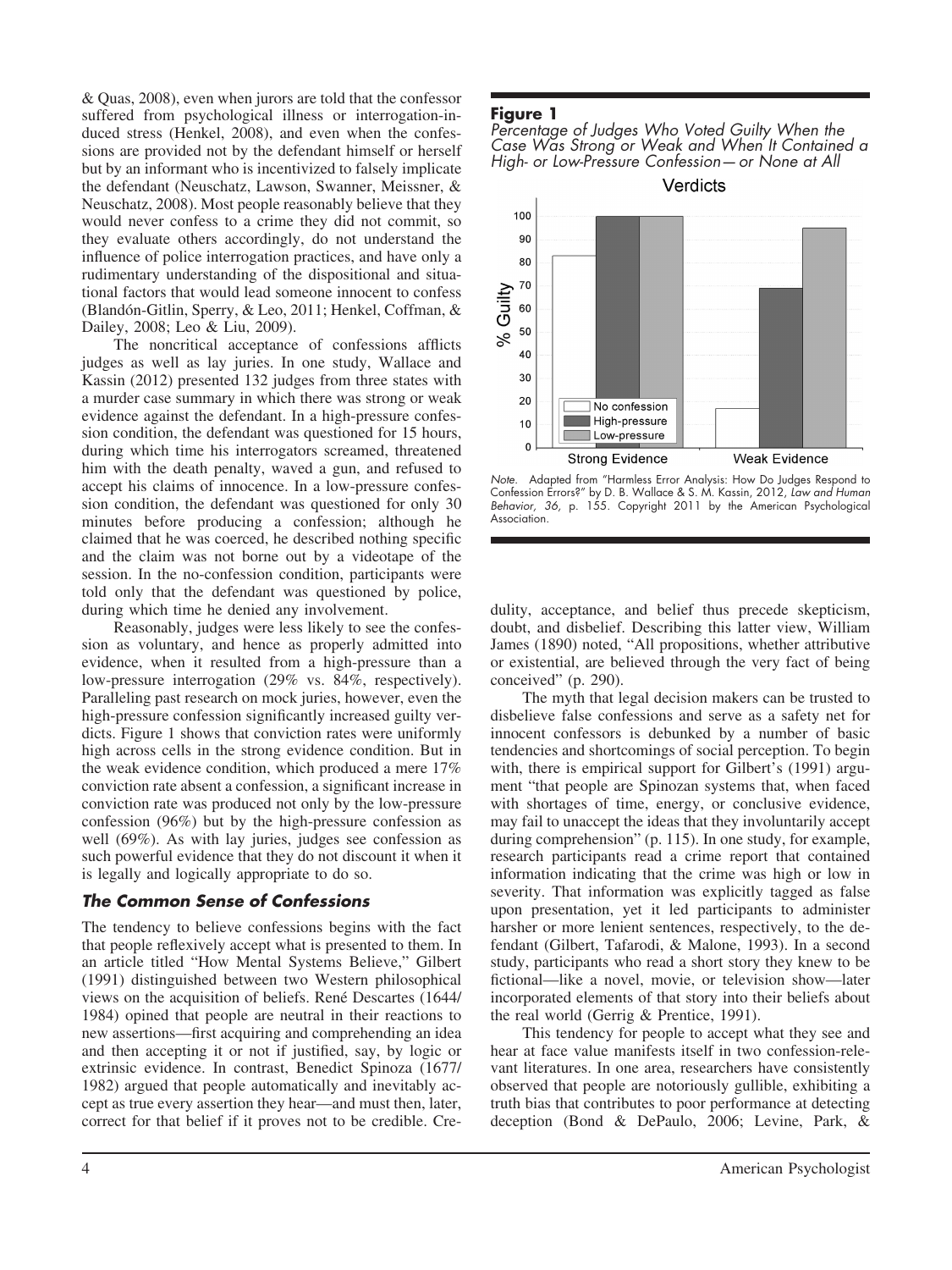& Quas, 2008), even when jurors are told that the confessor suffered from psychological illness or interrogation-induced stress (Henkel, 2008), and even when the confessions are provided not by the defendant himself or herself but by an informant who is incentivized to falsely implicate the defendant (Neuschatz, Lawson, Swanner, Meissner, & Neuschatz, 2008). Most people reasonably believe that they would never confess to a crime they did not commit, so they evaluate others accordingly, do not understand the influence of police interrogation practices, and have only a rudimentary understanding of the dispositional and situational factors that would lead someone innocent to confess (Blandón-Gitlin, Sperry, & Leo, 2011; Henkel, Coffman, & Dailey, 2008; Leo & Liu, 2009).

The noncritical acceptance of confessions afflicts judges as well as lay juries. In one study, Wallace and Kassin (2012) presented 132 judges from three states with a murder case summary in which there was strong or weak evidence against the defendant. In a high-pressure confession condition, the defendant was questioned for 15 hours, during which time his interrogators screamed, threatened him with the death penalty, waved a gun, and refused to accept his claims of innocence. In a low-pressure confession condition, the defendant was questioned for only 30 minutes before producing a confession; although he claimed that he was coerced, he described nothing specific and the claim was not borne out by a videotape of the session. In the no-confession condition, participants were told only that the defendant was questioned by police, during which time he denied any involvement.

Reasonably, judges were less likely to see the confession as voluntary, and hence as properly admitted into evidence, when it resulted from a high-pressure than a low-pressure interrogation (29% vs. 84%, respectively). Paralleling past research on mock juries, however, even the high-pressure confession significantly increased guilty verdicts. Figure 1 shows that conviction rates were uniformly high across cells in the strong evidence condition. But in the weak evidence condition, which produced a mere 17% conviction rate absent a confession, a significant increase in conviction rate was produced not only by the low-pressure confession (96%) but by the high-pressure confession as well (69%). As with lay juries, judges see confession as such powerful evidence that they do not discount it when it is legally and logically appropriate to do so.

**Figure 1**

*Percentage of Judges Who Voted Guilty When the Case Was Strong or Weak and When It Contained a High- or Low-Pressure Confession—or None at All*

*Note.* Adapted from "Harmless Error Analysis: How Do Judges Respond to Confession Errors?" by D. B. Wallace & S. M. Kassin, 2012, *Law and Human Behavior, 36*, p. 155. Copyright 2011 by the American Psychological Association.

## *The Common Sense of Confessions*

The tendency to believe confessions begins with the fact that people reflexively accept what is presented to them. In an article titled "How Mental Systems Believe," Gilbert (1991) distinguished between two Western philosophical views on the acquisition of beliefs. René Descartes (1644/1984) opined that people are neutral in their reactions to new assertions—first acquiring and comprehending an idea and then accepting it or not if justified, say, by logic or extrinsic evidence. In contrast, Benedict Spinoza (1677/1982) argued that people automatically and inevitably accept as true every assertion they hear—and must then, later, correct for that belief if it proves not to be credible. Credulity, acceptance, and belief thus precede skepticism, doubt, and disbelief. Describing this latter view, William James (1890) noted, "All propositions, whether attributive or existential, are believed through the very fact of being conceived" (p. 290).

The myth that legal decision makers can be trusted to disbelieve false confessions and serve as a safety net for innocent confessors is debunked by a number of basic tendencies and shortcomings of social perception. To begin with, there is empirical support for Gilbert's (1991) argument "that people are Spinozan systems that, when faced with shortages of time, energy, or conclusive evidence, may fail to unaccept the ideas that they involuntarily accept during comprehension" (p. 115). In one study, for example, research participants read a crime report that contained information indicating that the crime was high or low in severity. That information was explicitly tagged as false upon presentation, yet it led participants to administer harsher or more lenient sentences, respectively, to the defendant (Gilbert, Tafarodi, & Malone, 1993). In a second study, participants who read a short story they knew to be fictional—like a novel, movie, or television show—later incorporated elements of that story into their beliefs about the real world (Gerrig & Prentice, 1991).

This tendency for people to accept what they see and hear at face value manifests itself in two confession-relevant literatures. In one area, researchers have consistently observed that people are notoriously gullible, exhibiting a truth bias that contributes to poor performance at detecting deception (Bond & DePaulo, 2006; Levine, Park, &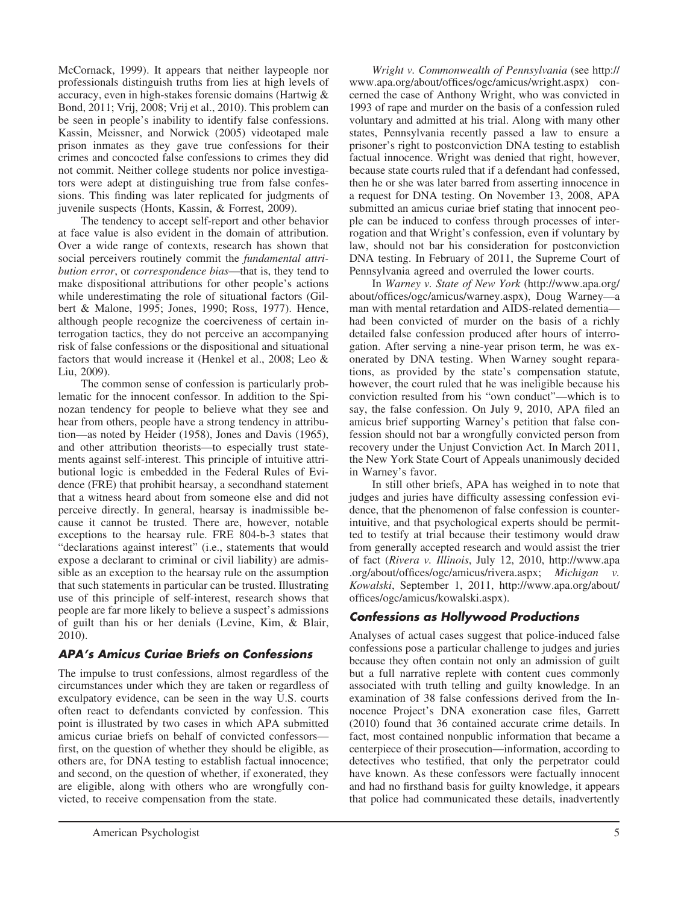McCornack, 1999). It appears that neither laypeople nor professionals distinguish truths from lies at high levels of accuracy, even in high-stakes forensic domains (Hartwig & Bond, 2011; Vrij, 2008; Vrij et al., 2010). This problem can be seen in people's inability to identify false confessions. Kassin, Meissner, and Norwick (2005) videotaped male prison inmates as they gave true confessions for their crimes and concocted false confessions to crimes they did not commit. Neither college students nor police investigators were adept at distinguishing true from false confessions. This finding was later replicated for judgments of juvenile suspects (Honts, Kassin, & Forrest, 2009).

The tendency to accept self-report and other behavior at face value is also evident in the domain of attribution. Over a wide range of contexts, research has shown that social perceivers routinely commit the *fundamental attribution error*, or *correspondence bias*—that is, they tend to make dispositional attributions for other people's actions while underestimating the role of situational factors (Gilbert & Malone, 1995; Jones, 1990; Ross, 1977). Hence, although people recognize the coerciveness of certain interrogation tactics, they do not perceive an accompanying risk of false confessions or the dispositional and situational factors that would increase it (Henkel et al., 2008; Leo & Liu, 2009).

The common sense of confession is particularly problematic for the innocent confessor. In addition to the Spinozan tendency for people to believe what they see and hear from others, people have a strong tendency in attribution—as noted by Heider (1958), Jones and Davis (1965), and other attribution theorists—to especially trust statements against self-interest. This principle of intuitive attributional logic is embedded in the Federal Rules of Evidence (FRE) that prohibit hearsay, a secondhand statement that a witness heard about from someone else and did not perceive directly. In general, hearsay is inadmissible because it cannot be trusted. There are, however, notable exceptions to the hearsay rule. FRE 804-b-3 states that "declarations against interest" (i.e., statements that would expose a declarant to criminal or civil liability) are admissible as an exception to the hearsay rule on the assumption that such statements in particular can be trusted. Illustrating use of this principle of self-interest, research shows that people are far more likely to believe a suspect's admissions of guilt than his or her denials (Levine, Kim, & Blair, 2010).

### APA's Amicus Curiae Briefs on Confessions

The impulse to trust confessions, almost regardless of the circumstances under which they are taken or regardless of exculpatory evidence, can be seen in the way U.S. courts often react to defendants convicted by confession. This point is illustrated by two cases in which APA submitted amicus curiae briefs on behalf of convicted confessors—first, on the question of whether they should be eligible, as others are, for DNA testing to establish factual innocence; and second, on the question of whether, if exonerated, they are eligible, along with others who are wrongfully convicted, to receive compensation from the state.

*Wright v. Commonwealth of Pennsylvania* (see http://www.apa.org/about/offices/ogc/amicus/wright.aspx) concerned the case of Anthony Wright, who was convicted in 1993 of rape and murder on the basis of a confession ruled voluntary and admitted at his trial. Along with many other states, Pennsylvania recently passed a law to ensure a prisoner's right to postconviction DNA testing to establish factual innocence. Wright was denied that right, however, because state courts ruled that if a defendant had confessed, then he or she was later barred from asserting innocence in a request for DNA testing. On November 13, 2008, APA submitted an amicus curiae brief stating that innocent people can be induced to confess through processes of interrogation and that Wright's confession, even if voluntary by law, should not bar his consideration for postconviction DNA testing. In February of 2011, the Supreme Court of Pennsylvania agreed and overruled the lower courts.

In *Warney v. State of New York* (http://www.apa.org/about/offices/ogc/amicus/warney.aspx), Doug Warney—a man with mental retardation and AIDS-related dementia—had been convicted of murder on the basis of a richly detailed false confession produced after hours of interrogation. After serving a nine-year prison term, he was exonerated by DNA testing. When Warney sought reparations, as provided by the state's compensation statute, however, the court ruled that he was ineligible because his conviction resulted from his "own conduct"—which is to say, the false confession. On July 9, 2010, APA filed an amicus brief supporting Warney's petition that false confession should not bar a wrongfully convicted person from recovery under the Unjust Conviction Act. In March 2011, the New York State Court of Appeals unanimously decided in Warney's favor.

In still other briefs, APA has weighed in to note that judges and juries have difficulty assessing confession evidence, that the phenomenon of false confession is counterintuitive, and that psychological experts should be permitted to testify at trial because their testimony would draw from generally accepted research and would assist the trier of fact (*Rivera v. Illinois*, July 12, 2010, http://www.apa.org/about/offices/ogc/amicus/rivera.aspx; *Michigan v. Kowalski*, September 1, 2011, http://www.apa.org/about/offices/ogc/amicus/kowalski.aspx).

### Confessions as Hollywood Productions

Analyses of actual cases suggest that police-induced false confessions pose a particular challenge to judges and juries because they often contain not only an admission of guilt but a full narrative replete with content cues commonly associated with truth telling and guilty knowledge. In an examination of 38 false confessions derived from the Innocence Project's DNA exoneration case files, Garrett (2010) found that 36 contained accurate crime details. In fact, most contained nonpublic information that became a centerpiece of their prosecution—information, according to detectives who testified, that only the perpetrator could have known. As these confessors were factually innocent and had no firsthand basis for guilty knowledge, it appears that police had communicated these details, inadvertently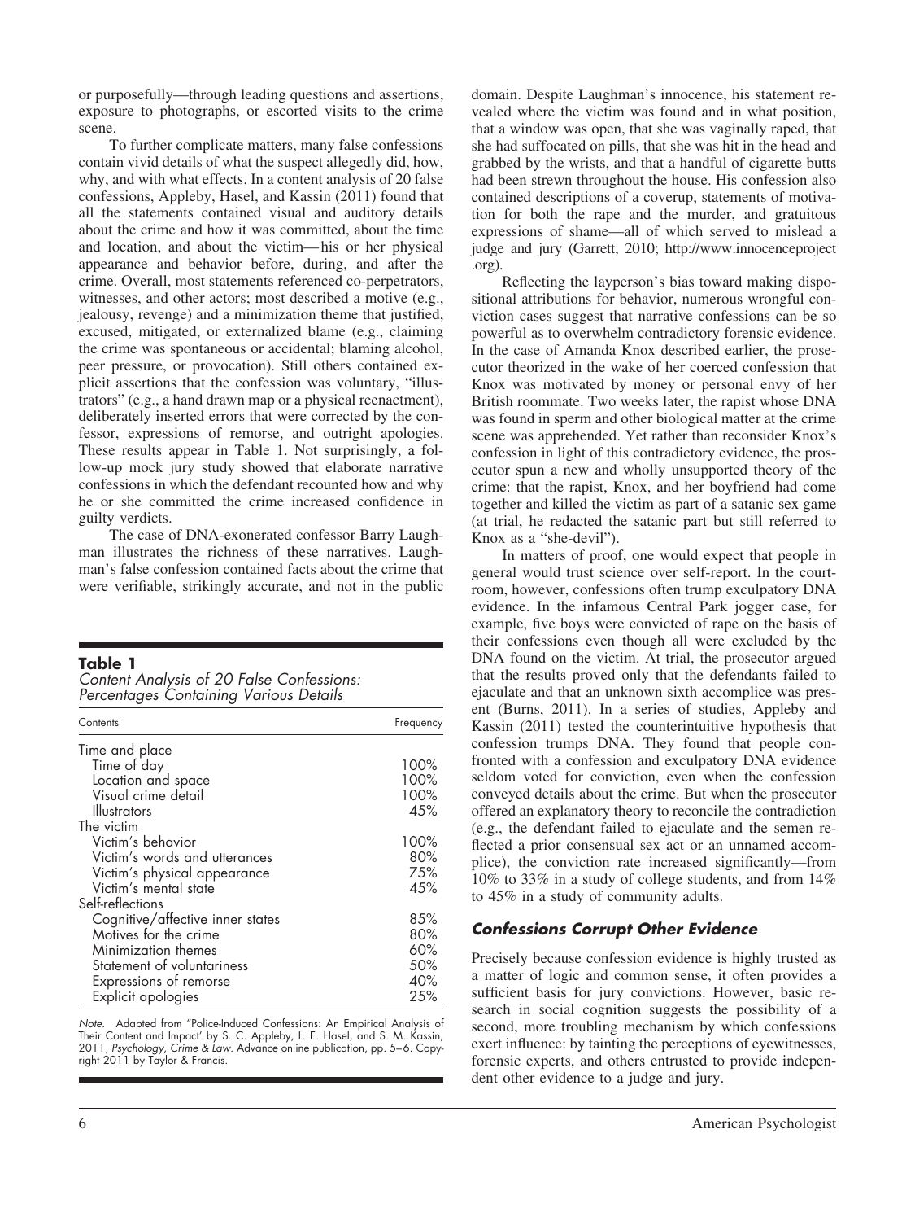or purposefully—through leading questions and assertions, exposure to photographs, or escorted visits to the crime scene.

To further complicate matters, many false confessions contain vivid details of what the suspect allegedly did, how, why, and with what effects. In a content analysis of 20 false confessions, Appleby, Hasel, and Kassin (2011) found that all the statements contained visual and auditory details about the crime and how it was committed, about the time and location, and about the victim—his or her physical appearance and behavior before, during, and after the crime. Overall, most statements referenced co-perpetrators, witnesses, and other actors; most described a motive (e.g., jealousy, revenge) and a minimization theme that justified, excused, mitigated, or externalized blame (e.g., claiming the crime was spontaneous or accidental; blaming alcohol, peer pressure, or provocation). Still others contained explicit assertions that the confession was voluntary, "illustrators" (e.g., a hand drawn map or a physical reenactment), deliberately inserted errors that were corrected by the confessor, expressions of remorse, and outright apologies. These results appear in Table 1. Not surprisingly, a follow-up mock jury study showed that elaborate narrative confessions in which the defendant recounted how and why he or she committed the crime increased confidence in guilty verdicts.

The case of DNA-exonerated confessor Barry Laughman illustrates the richness of these narratives. Laughman's false confession contained facts about the crime that were verifiable, strikingly accurate, and not in the public domain. Despite Laughman's innocence, his statement revealed where the victim was found and in what position, that a window was open, that she was vaginally raped, that she had suffocated on pills, that she was hit in the head and grabbed by the wrists, and that a handful of cigarette butts had been strewn throughout the house. His confession also contained descriptions of a coverup, statements of motivation for both the rape and the murder, and gratuitous expressions of shame—all of which served to mislead a judge and jury (Garrett, 2010; http://www.innocenceproject.org).

**Table 1**
*Content Analysis of 20 False Confessions: Percentages Containing Various Details*

| Contents | Frequency |
|---|---|
| Time and place | |
| Time of day | 100% |
| Location and space | 100% |
| Visual crime detail | 100% |
| Illustrators | 45% |
| The victim | |
| Victim's behavior | 100% |
| Victim's words and utterances | 80% |
| Victim's physical appearance | 75% |
| Victim's mental state | 45% |
| Self-reflections | |
| Cognitive/affective inner states | 85% |
| Motives for the crime | 80% |
| Minimization themes | 60% |
| Statement of voluntariness | 50% |
| Expressions of remorse | 40% |
| Explicit apologies | 25% |

*Note.* Adapted from "Police-Induced Confessions: An Empirical Analysis of Their Content and Impact" by S. C. Appleby, L. E. Hasel, and S. M. Kassin, 2011, *Psychology, Crime & Law.* Advance online publication, pp. 5–6. Copyright 2011 by Taylor & Francis.

Reflecting the layperson's bias toward making dispositional attributions for behavior, numerous wrongful conviction cases suggest that narrative confessions can be so powerful as to overwhelm contradictory forensic evidence. In the case of Amanda Knox described earlier, the prosecutor theorized in the wake of her coerced confession that Knox was motivated by money or personal envy of her British roommate. Two weeks later, the rapist whose DNA was found in sperm and other biological matter at the crime scene was apprehended. Yet rather than reconsider Knox's confession in light of this contradictory evidence, the prosecutor spun a new and wholly unsupported theory of the crime: that the rapist, Knox, and her boyfriend had come together and killed the victim as part of a satanic sex game (at trial, he redacted the satanic part but still referred to Knox as a "she-devil").

In matters of proof, one would expect that people in general would trust science over self-report. In the courtroom, however, confessions often trump exculpatory DNA evidence. In the infamous Central Park jogger case, for example, five boys were convicted of rape on the basis of their confessions even though all were excluded by the DNA found on the victim. At trial, the prosecutor argued that the results proved only that the defendants failed to ejaculate and that an unknown sixth accomplice was present (Burns, 2011). In a series of studies, Appleby and Kassin (2011) tested the counterintuitive hypothesis that confession trumps DNA. They found that people confronted with a confession and exculpatory DNA evidence seldom voted for conviction, even when the confession conveyed details about the crime. But when the prosecutor offered an explanatory theory to reconcile the contradiction (e.g., the defendant failed to ejaculate and the semen reflected a prior consensual sex act or an unnamed accomplice), the conviction rate increased significantly—from 10% to 33% in a study of college students, and from 14% to 45% in a study of community adults.

### Confessions Corrupt Other Evidence

Precisely because confession evidence is highly trusted as a matter of logic and common sense, it often provides a sufficient basis for jury convictions. However, basic research in social cognition suggests the possibility of a second, more troubling mechanism by which confessions exert influence: by tainting the perceptions of eyewitnesses, forensic experts, and others entrusted to provide independent other evidence to a judge and jury.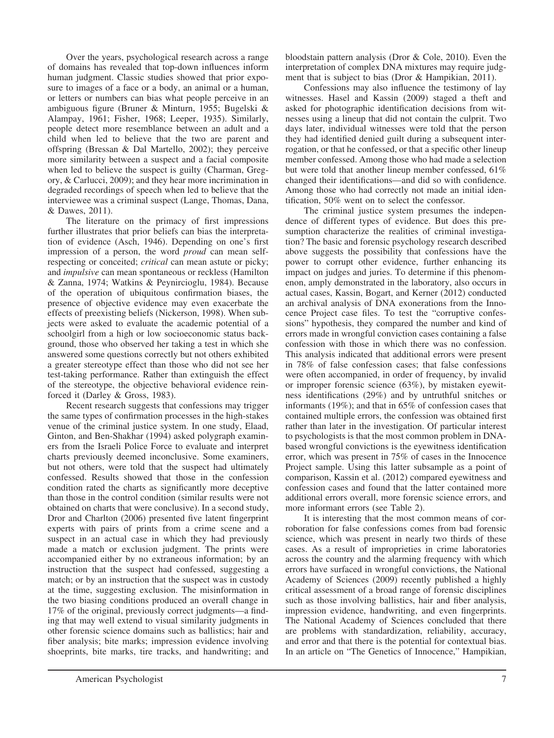Over the years, psychological research across a range of domains has revealed that top-down influences inform human judgment. Classic studies showed that prior exposure to images of a face or a body, an animal or a human, or letters or numbers can bias what people perceive in an ambiguous figure (Bruner & Minturn, 1955; Bugelski & Alampay, 1961; Fisher, 1968; Leeper, 1935). Similarly, people detect more resemblance between an adult and a child when led to believe that the two are parent and offspring (Bressan & Dal Martello, 2002); they perceive more similarity between a suspect and a facial composite when led to believe the suspect is guilty (Charman, Gregory, & Carlucci, 2009); and they hear more incrimination in degraded recordings of speech when led to believe that the interviewee was a criminal suspect (Lange, Thomas, Dana, & Dawes, 2011).

The literature on the primacy of first impressions further illustrates that prior beliefs can bias the interpretation of evidence (Asch, 1946). Depending on one's first impression of a person, the word *proud* can mean self-respecting or conceited; *critical* can mean astute or picky; and *impulsive* can mean spontaneous or reckless (Hamilton & Zanna, 1974; Watkins & Peynircioglu, 1984). Because of the operation of ubiquitous confirmation biases, the presence of objective evidence may even exacerbate the effects of preexisting beliefs (Nickerson, 1998). When subjects were asked to evaluate the academic potential of a schoolgirl from a high or low socioeconomic status background, those who observed her taking a test in which she answered some questions correctly but not others exhibited a greater stereotype effect than those who did not see her test-taking performance. Rather than extinguish the effect of the stereotype, the objective behavioral evidence reinforced it (Darley & Gross, 1983).

Recent research suggests that confessions may trigger the same types of confirmation processes in the high-stakes venue of the criminal justice system. In one study, Elaad, Ginton, and Ben-Shakhar (1994) asked polygraph examiners from the Israeli Police Force to evaluate and interpret charts previously deemed inconclusive. Some examiners, but not others, were told that the suspect had ultimately confessed. Results showed that those in the confession condition rated the charts as significantly more deceptive than those in the control condition (similar results were not obtained on charts that were conclusive). In a second study, Dror and Charlton (2006) presented five latent fingerprint experts with pairs of prints from a crime scene and a suspect in an actual case in which they had previously made a match or exclusion judgment. The prints were accompanied either by no extraneous information; by an instruction that the suspect had confessed, suggesting a match; or by an instruction that the suspect was in custody at the time, suggesting exclusion. The misinformation in the two biasing conditions produced an overall change in 17% of the original, previously correct judgments—a finding that may well extend to visual similarity judgments in other forensic science domains such as ballistics; hair and fiber analysis; bite marks; impression evidence involving shoeprints, bite marks, tire tracks, and handwriting; and bloodstain pattern analysis (Dror & Cole, 2010). Even the interpretation of complex DNA mixtures may require judgment that is subject to bias (Dror & Hampikian, 2011).

Confessions may also influence the testimony of lay witnesses. Hasel and Kassin (2009) staged a theft and asked for photographic identification decisions from witnesses using a lineup that did not contain the culprit. Two days later, individual witnesses were told that the person they had identified denied guilt during a subsequent interrogation, or that he confessed, or that a specific other lineup member confessed. Among those who had made a selection but were told that another lineup member confessed, 61% changed their identifications—and did so with confidence. Among those who had correctly not made an initial identification, 50% went on to select the confessor.

The criminal justice system presumes the independence of different types of evidence. But does this presumption characterize the realities of criminal investigation? The basic and forensic psychology research described above suggests the possibility that confessions have the power to corrupt other evidence, further enhancing its impact on judges and juries. To determine if this phenomenon, amply demonstrated in the laboratory, also occurs in actual cases, Kassin, Bogart, and Kerner (2012) conducted an archival analysis of DNA exonerations from the Innocence Project case files. To test the "corruptive confessions" hypothesis, they compared the number and kind of errors made in wrongful conviction cases containing a false confession with those in which there was no confession. This analysis indicated that additional errors were present in 78% of false confession cases; that false confessions were often accompanied, in order of frequency, by invalid or improper forensic science (63%), by mistaken eyewitness identifications (29%) and by untruthful snitches or informants (19%); and that in 65% of confession cases that contained multiple errors, the confession was obtained first rather than later in the investigation. Of particular interest to psychologists is that the most common problem in DNA-based wrongful convictions is the eyewitness identification error, which was present in 75% of cases in the Innocence Project sample. Using this latter subsample as a point of comparison, Kassin et al. (2012) compared eyewitness and confession cases and found that the latter contained more additional errors overall, more forensic science errors, and more informant errors (see Table 2).

It is interesting that the most common means of corroboration for false confessions comes from bad forensic science, which was present in nearly two thirds of these cases. As a result of improprieties in crime laboratories across the country and the alarming frequency with which errors have surfaced in wrongful convictions, the National Academy of Sciences (2009) recently published a highly critical assessment of a broad range of forensic disciplines such as those involving ballistics, hair and fiber analysis, impression evidence, handwriting, and even fingerprints. The National Academy of Sciences concluded that there are problems with standardization, reliability, accuracy, and error and that there is the potential for contextual bias. In an article on "The Genetics of Innocence," Hampikian,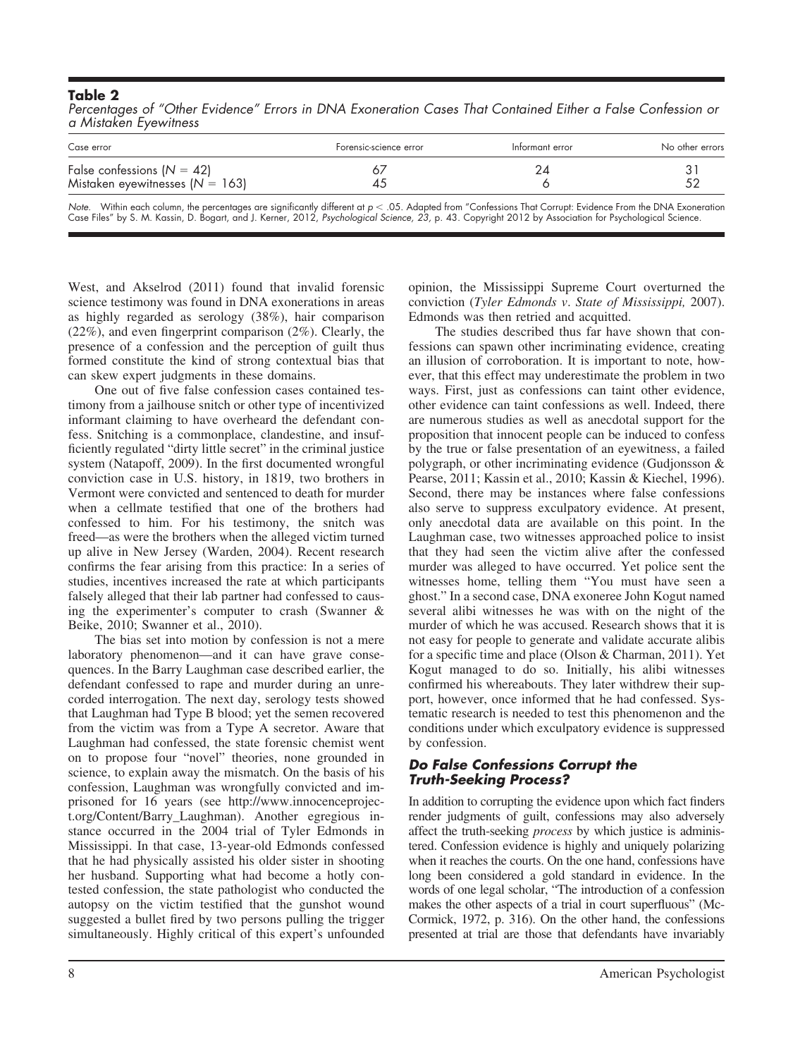**Table 2**

*Percentages of "Other Evidence" Errors in DNA Exoneration Cases That Contained Either a False Confession or a Mistaken Eyewitness*

| Case error | Forensic-science error | Informant error | No other errors |
|---|---|---|---|
| False confessions ($N = 42$) | 67 | 24 | 31 |
| Mistaken eyewitnesses ($N = 163$) | 45 | 6 | 52 |

*Note.* Within each column, the percentages are significantly different at $p < .05$. Adapted from "Confessions That Corrupt: Evidence From the DNA Exoneration Case Files" by S. M. Kassin, D. Bogart, and J. Kerner, 2012, *Psychological Science, 23,* p. 43. Copyright 2012 by Association for Psychological Science.

West, and Akselrod (2011) found that invalid forensic science testimony was found in DNA exonerations in areas as highly regarded as serology (38%), hair comparison (22%), and even fingerprint comparison (2%). Clearly, the presence of a confession and the perception of guilt thus formed constitute the kind of strong contextual bias that can skew expert judgments in these domains.

One out of five false confession cases contained testimony from a jailhouse snitch or other type of incentivized informant claiming to have overheard the defendant confess. Snitching is a commonplace, clandestine, and insufficiently regulated "dirty little secret" in the criminal justice system (Natapoff, 2009). In the first documented wrongful conviction case in U.S. history, in 1819, two brothers in Vermont were convicted and sentenced to death for murder when a cellmate testified that one of the brothers had confessed to him. For his testimony, the snitch was freed—as were the brothers when the alleged victim turned up alive in New Jersey (Warden, 2004). Recent research confirms the fear arising from this practice: In a series of studies, incentives increased the rate at which participants falsely alleged that their lab partner had confessed to causing the experimenter's computer to crash (Swanner & Beike, 2010; Swanner et al., 2010).

The bias set into motion by confession is not a mere laboratory phenomenon—and it can have grave consequences. In the Barry Laughman case described earlier, the defendant confessed to rape and murder during an unrecorded interrogation. The next day, serology tests showed that Laughman had Type B blood; yet the semen recovered from the victim was from a Type A secretor. Aware that Laughman had confessed, the state forensic chemist went on to propose four "novel" theories, none grounded in science, to explain away the mismatch. On the basis of his confession, Laughman was wrongfully convicted and imprisoned for 16 years (see http://www.innocenceproject.org/Content/Barry_Laughman). Another egregious instance occurred in the 2004 trial of Tyler Edmonds in Mississippi. In that case, 13-year-old Edmonds confessed that he had physically assisted his older sister in shooting her husband. Supporting what had become a hotly contested confession, the state pathologist who conducted the autopsy on the victim testified that the gunshot wound suggested a bullet fired by two persons pulling the trigger simultaneously. Highly critical of this expert's unfounded opinion, the Mississippi Supreme Court overturned the conviction (*Tyler Edmonds v. State of Mississippi,* 2007). Edmonds was then retried and acquitted.

The studies described thus far have shown that confessions can spawn other incriminating evidence, creating an illusion of corroboration. It is important to note, however, that this effect may underestimate the problem in two ways. First, just as confessions can taint other evidence, other evidence can taint confessions as well. Indeed, there are numerous studies as well as anecdotal support for the proposition that innocent people can be induced to confess by the true or false presentation of an eyewitness, a failed polygraph, or other incriminating evidence (Gudjonsson & Pearse, 2011; Kassin et al., 2010; Kassin & Kiechel, 1996). Second, there may be instances where false confessions also serve to suppress exculpatory evidence. At present, only anecdotal data are available on this point. In the Laughman case, two witnesses approached police to insist that they had seen the victim alive after the confessed murder was alleged to have occurred. Yet police sent the witnesses home, telling them "You must have seen a ghost." In a second case, DNA exoneree John Kogut named several alibi witnesses he was with on the night of the murder of which he was accused. Research shows that it is not easy for people to generate and validate accurate alibis for a specific time and place (Olson & Charman, 2011). Yet Kogut managed to do so. Initially, his alibi witnesses confirmed his whereabouts. They later withdrew their support, however, once informed that he had confessed. Systematic research is needed to test this phenomenon and the conditions under which exculpatory evidence is suppressed by confession.

### Do False Confessions Corrupt the Truth-Seeking Process?

In addition to corrupting the evidence upon which fact finders render judgments of guilt, confessions may also adversely affect the truth-seeking *process* by which justice is administered. Confession evidence is highly and uniquely polarizing when it reaches the courts. On the one hand, confessions have long been considered a gold standard in evidence. In the words of one legal scholar, "The introduction of a confession makes the other aspects of a trial in court superfluous" (McCormick, 1972, p. 316). On the other hand, the confessions presented at trial are those that defendants have invariably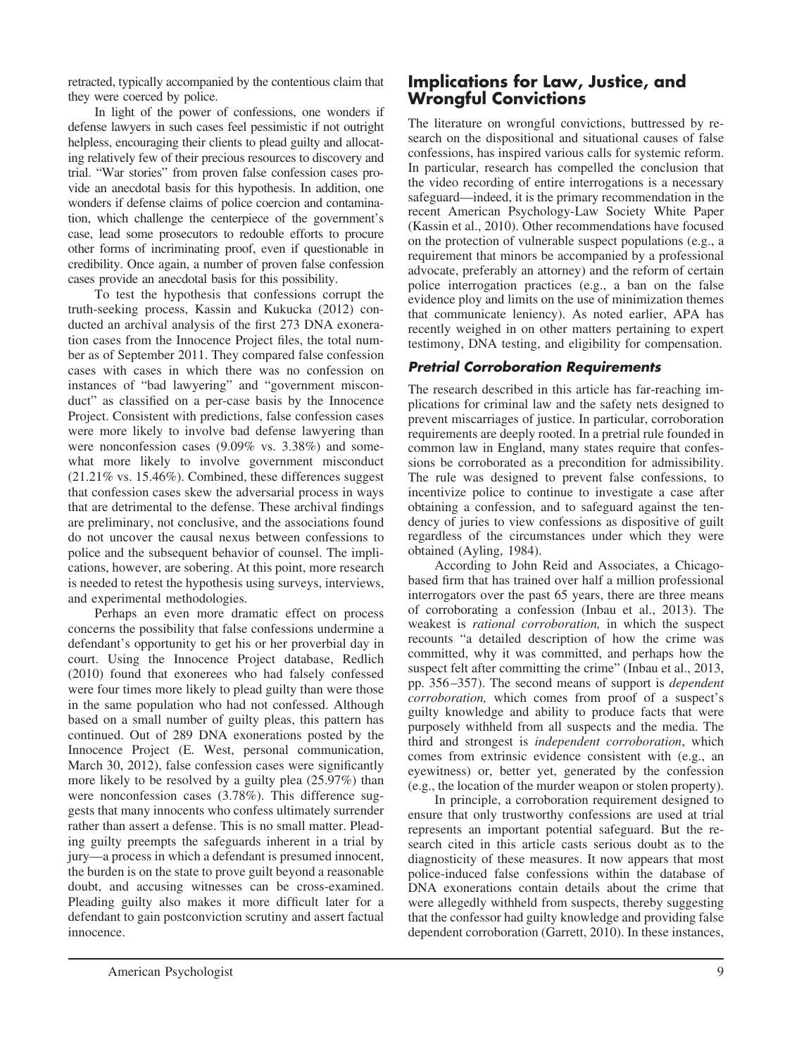retracted, typically accompanied by the contentious claim that they were coerced by police.

In light of the power of confessions, one wonders if defense lawyers in such cases feel pessimistic if not outright helpless, encouraging their clients to plead guilty and allocating relatively few of their precious resources to discovery and trial. "War stories" from proven false confession cases provide an anecdotal basis for this hypothesis. In addition, one wonders if defense claims of police coercion and contamination, which challenge the centerpiece of the government's case, lead some prosecutors to redouble efforts to procure other forms of incriminating proof, even if questionable in credibility. Once again, a number of proven false confession cases provide an anecdotal basis for this possibility.

To test the hypothesis that confessions corrupt the truth-seeking process, Kassin and Kukucka (2012) conducted an archival analysis of the first 273 DNA exoneration cases from the Innocence Project files, the total number as of September 2011. They compared false confession cases with cases in which there was no confession on instances of "bad lawyering" and "government misconduct" as classified on a per-case basis by the Innocence Project. Consistent with predictions, false confession cases were more likely to involve bad defense lawyering than were nonconfession cases (9.09% vs. 3.38%) and somewhat more likely to involve government misconduct (21.21% vs. 15.46%). Combined, these differences suggest that confession cases skew the adversarial process in ways that are detrimental to the defense. These archival findings are preliminary, not conclusive, and the associations found do not uncover the causal nexus between confessions to police and the subsequent behavior of counsel. The implications, however, are sobering. At this point, more research is needed to retest the hypothesis using surveys, interviews, and experimental methodologies.

Perhaps an even more dramatic effect on process concerns the possibility that false confessions undermine a defendant's opportunity to get his or her proverbial day in court. Using the Innocence Project database, Redlich (2010) found that exonerees who had falsely confessed were four times more likely to plead guilty than were those in the same population who had not confessed. Although based on a small number of guilty pleas, this pattern has continued. Out of 289 DNA exonerations posted by the Innocence Project (E. West, personal communication, March 30, 2012), false confession cases were significantly more likely to be resolved by a guilty plea (25.97%) than were nonconfession cases (3.78%). This difference suggests that many innocents who confess ultimately surrender rather than assert a defense. This is no small matter. Pleading guilty preempts the safeguards inherent in a trial by jury—a process in which a defendant is presumed innocent, the burden is on the state to prove guilt beyond a reasonable doubt, and accusing witnesses can be cross-examined. Pleading guilty also makes it more difficult later for a defendant to gain postconviction scrutiny and assert factual innocence.

## Implications for Law, Justice, and Wrongful Convictions

The literature on wrongful convictions, buttressed by research on the dispositional and situational causes of false confessions, has inspired various calls for systemic reform. In particular, research has compelled the conclusion that the video recording of entire interrogations is a necessary safeguard—indeed, it is the primary recommendation in the recent American Psychology-Law Society White Paper (Kassin et al., 2010). Other recommendations have focused on the protection of vulnerable suspect populations (e.g., a requirement that minors be accompanied by a professional advocate, preferably an attorney) and the reform of certain police interrogation practices (e.g., a ban on the false evidence ploy and limits on the use of minimization themes that communicate leniency). As noted earlier, APA has recently weighed in on other matters pertaining to expert testimony, DNA testing, and eligibility for compensation.

### *Pretrial Corroboration Requirements*

The research described in this article has far-reaching implications for criminal law and the safety nets designed to prevent miscarriages of justice. In particular, corroboration requirements are deeply rooted. In a pretrial rule founded in common law in England, many states require that confessions be corroborated as a precondition for admissibility. The rule was designed to prevent false confessions, to incentivize police to continue to investigate a case after obtaining a confession, and to safeguard against the tendency of juries to view confessions as dispositive of guilt regardless of the circumstances under which they were obtained (Ayling, 1984).

According to John Reid and Associates, a Chicago-based firm that has trained over half a million professional interrogators over the past 65 years, there are three means of corroborating a confession (Inbau et al., 2013). The weakest is *rational corroboration,* in which the suspect recounts "a detailed description of how the crime was committed, why it was committed, and perhaps how the suspect felt after committing the crime" (Inbau et al., 2013, pp. 356–357). The second means of support is *dependent corroboration,* which comes from proof of a suspect's guilty knowledge and ability to produce facts that were purposely withheld from all suspects and the media. The third and strongest is *independent corroboration*, which comes from extrinsic evidence consistent with (e.g., an eyewitness) or, better yet, generated by the confession (e.g., the location of the murder weapon or stolen property).

In principle, a corroboration requirement designed to ensure that only trustworthy confessions are used at trial represents an important potential safeguard. But the research cited in this article casts serious doubt as to the diagnosticity of these measures. It now appears that most police-induced false confessions within the database of DNA exonerations contain details about the crime that were allegedly withheld from suspects, thereby suggesting that the confessor had guilty knowledge and providing false dependent corroboration (Garrett, 2010). In these instances,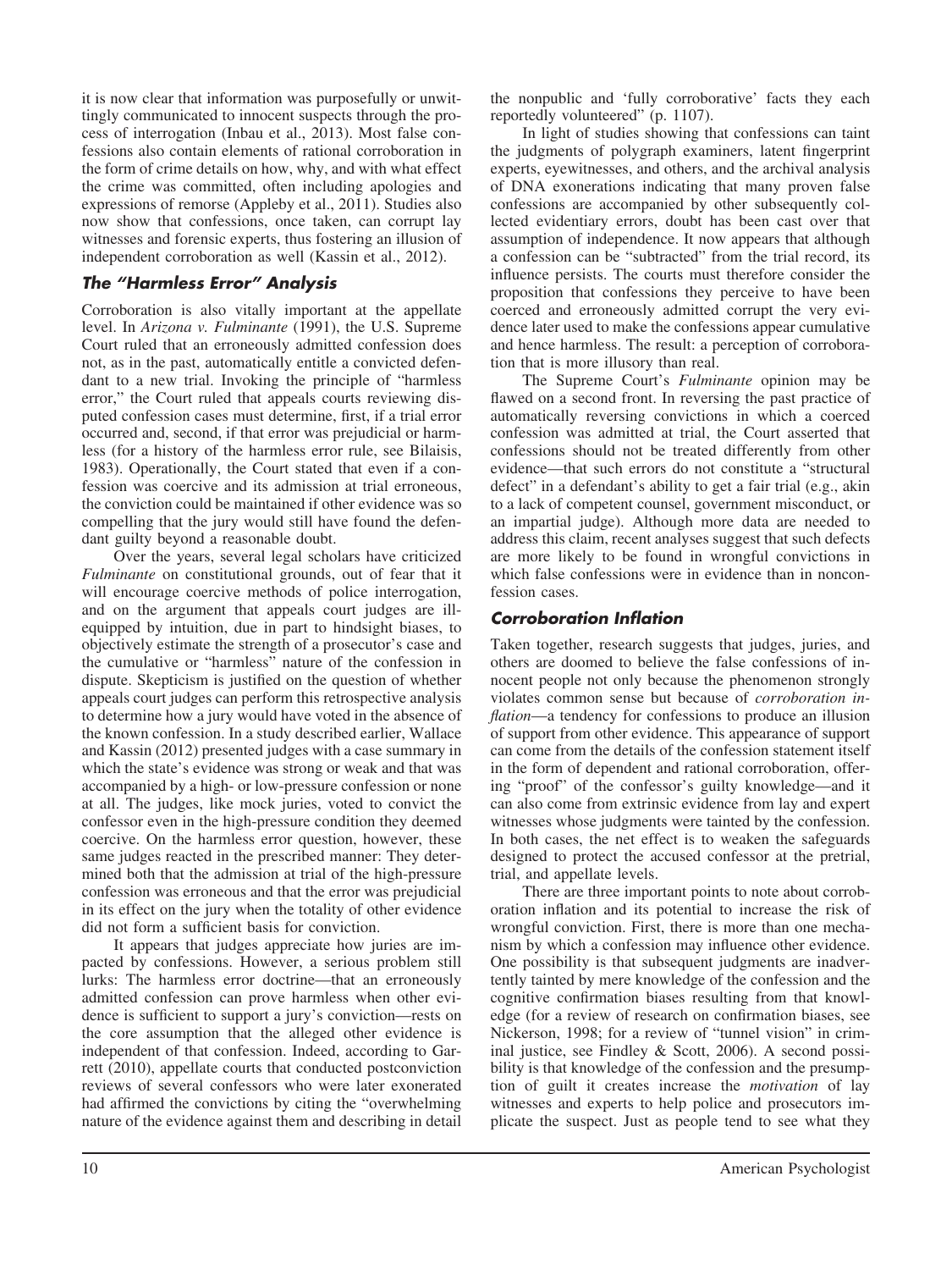it is now clear that information was purposefully or unwittingly communicated to innocent suspects through the process of interrogation (Inbau et al., 2013). Most false confessions also contain elements of rational corroboration in the form of crime details on how, why, and with what effect the crime was committed, often including apologies and expressions of remorse (Appleby et al., 2011). Studies also now show that confessions, once taken, can corrupt lay witnesses and forensic experts, thus fostering an illusion of independent corroboration as well (Kassin et al., 2012).

### The "Harmless Error" Analysis

Corroboration is also vitally important at the appellate level. In *Arizona v. Fulminante* (1991), the U.S. Supreme Court ruled that an erroneously admitted confession does not, as in the past, automatically entitle a convicted defendant to a new trial. Invoking the principle of "harmless error," the Court ruled that appeals courts reviewing disputed confession cases must determine, first, if a trial error occurred and, second, if that error was prejudicial or harmless (for a history of the harmless error rule, see Bilaisis, 1983). Operationally, the Court stated that even if a confession was coercive and its admission at trial erroneous, the conviction could be maintained if other evidence was so compelling that the jury would still have found the defendant guilty beyond a reasonable doubt.

Over the years, several legal scholars have criticized *Fulminante* on constitutional grounds, out of fear that it will encourage coercive methods of police interrogation, and on the argument that appeals court judges are ill-equipped by intuition, due in part to hindsight biases, to objectively estimate the strength of a prosecutor's case and the cumulative or "harmless" nature of the confession in dispute. Skepticism is justified on the question of whether appeals court judges can perform this retrospective analysis to determine how a jury would have voted in the absence of the known confession. In a study described earlier, Wallace and Kassin (2012) presented judges with a case summary in which the state's evidence was strong or weak and that was accompanied by a high- or low-pressure confession or none at all. The judges, like mock juries, voted to convict the confessor even in the high-pressure condition they deemed coercive. On the harmless error question, however, these same judges reacted in the prescribed manner: They determined both that the admission at trial of the high-pressure confession was erroneous and that the error was prejudicial in its effect on the jury when the totality of other evidence did not form a sufficient basis for conviction.

It appears that judges appreciate how juries are impacted by confessions. However, a serious problem still lurks: The harmless error doctrine—that an erroneously admitted confession can prove harmless when other evidence is sufficient to support a jury's conviction—rests on the core assumption that the alleged other evidence is independent of that confession. Indeed, according to Garrett (2010), appellate courts that conducted postconviction reviews of several confessors who were later exonerated had affirmed the convictions by citing the "overwhelming nature of the evidence against them and describing in detail the nonpublic and 'fully corroborative' facts they each reportedly volunteered" (p. 1107).

In light of studies showing that confessions can taint the judgments of polygraph examiners, latent fingerprint experts, eyewitnesses, and others, and the archival analysis of DNA exonerations indicating that many proven false confessions are accompanied by other subsequently collected evidentiary errors, doubt has been cast over that assumption of independence. It now appears that although a confession can be "subtracted" from the trial record, its influence persists. The courts must therefore consider the proposition that confessions they perceive to have been coerced and erroneously admitted corrupt the very evidence later used to make the confessions appear cumulative and hence harmless. The result: a perception of corroboration that is more illusory than real.

The Supreme Court's *Fulminante* opinion may be flawed on a second front. In reversing the past practice of automatically reversing convictions in which a coerced confession was admitted at trial, the Court asserted that confessions should not be treated differently from other evidence—that such errors do not constitute a "structural defect" in a defendant's ability to get a fair trial (e.g., akin to a lack of competent counsel, government misconduct, or an impartial judge). Although more data are needed to address this claim, recent analyses suggest that such defects are more likely to be found in wrongful convictions in which false confessions were in evidence than in nonconfession cases.

### Corroboration Inflation

Taken together, research suggests that judges, juries, and others are doomed to believe the false confessions of innocent people not only because the phenomenon strongly violates common sense but because of *corroboration inflation*—a tendency for confessions to produce an illusion of support from other evidence. This appearance of support can come from the details of the confession statement itself in the form of dependent and rational corroboration, offering "proof" of the confessor's guilty knowledge—and it can also come from extrinsic evidence from lay and expert witnesses whose judgments were tainted by the confession. In both cases, the net effect is to weaken the safeguards designed to protect the accused confessor at the pretrial, trial, and appellate levels.

There are three important points to note about corroboration inflation and its potential to increase the risk of wrongful conviction. First, there is more than one mechanism by which a confession may influence other evidence. One possibility is that subsequent judgments are inadvertently tainted by mere knowledge of the confession and the cognitive confirmation biases resulting from that knowledge (for a review of research on confirmation biases, see Nickerson, 1998; for a review of "tunnel vision" in criminal justice, see Findley & Scott, 2006). A second possibility is that knowledge of the confession and the presumption of guilt it creates increase the *motivation* of lay witnesses and experts to help police and prosecutors implicate the suspect. Just as people tend to see what they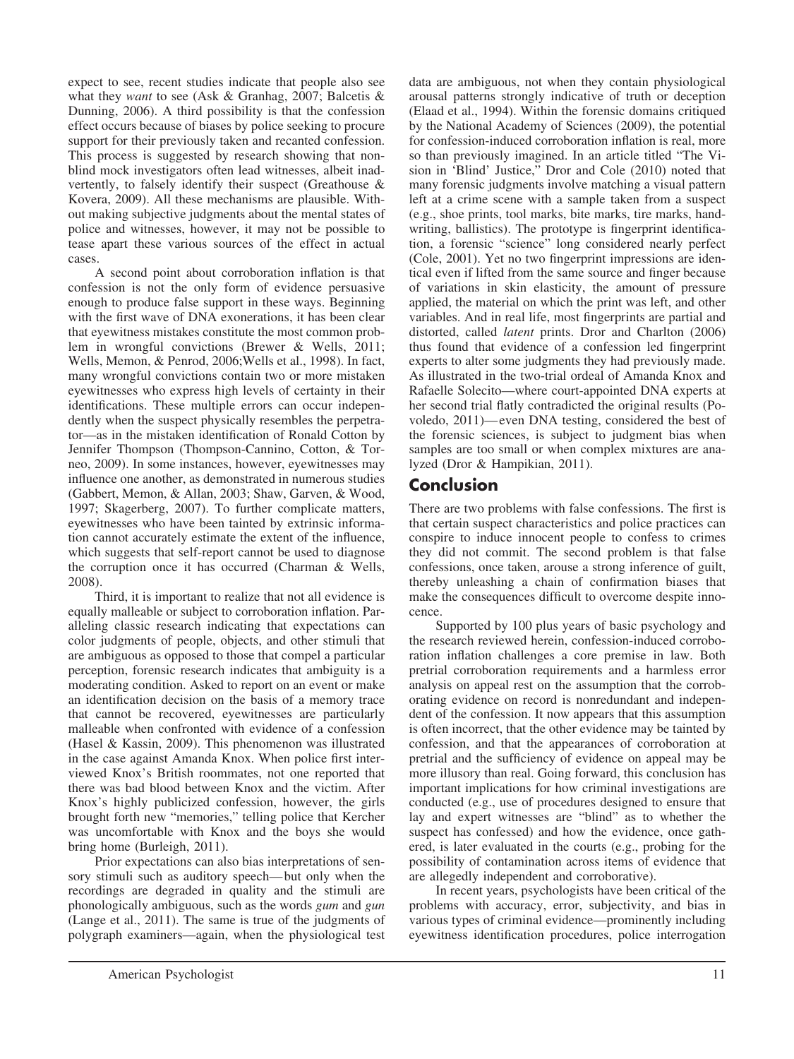expect to see, recent studies indicate that people also see what they *want* to see (Ask & Granhag, 2007; Balcetis & Dunning, 2006). A third possibility is that the confession effect occurs because of biases by police seeking to procure support for their previously taken and recanted confession. This process is suggested by research showing that non-blind mock investigators often lead witnesses, albeit inadvertently, to falsely identify their suspect (Greathouse & Kovera, 2009). All these mechanisms are plausible. Without making subjective judgments about the mental states of police and witnesses, however, it may not be possible to tease apart these various sources of the effect in actual cases.

A second point about corroboration inflation is that confession is not the only form of evidence persuasive enough to produce false support in these ways. Beginning with the first wave of DNA exonerations, it has been clear that eyewitness mistakes constitute the most common problem in wrongful convictions (Brewer & Wells, 2011; Wells, Memon, & Penrod, 2006;Wells et al., 1998). In fact, many wrongful convictions contain two or more mistaken eyewitnesses who express high levels of certainty in their identifications. These multiple errors can occur independently when the suspect physically resembles the perpetrator—as in the mistaken identification of Ronald Cotton by Jennifer Thompson (Thompson-Cannino, Cotton, & Torneo, 2009). In some instances, however, eyewitnesses may influence one another, as demonstrated in numerous studies (Gabbert, Memon, & Allan, 2003; Shaw, Garven, & Wood, 1997; Skagerberg, 2007). To further complicate matters, eyewitnesses who have been tainted by extrinsic information cannot accurately estimate the extent of the influence, which suggests that self-report cannot be used to diagnose the corruption once it has occurred (Charman & Wells, 2008).

Third, it is important to realize that not all evidence is equally malleable or subject to corroboration inflation. Paralleling classic research indicating that expectations can color judgments of people, objects, and other stimuli that are ambiguous as opposed to those that compel a particular perception, forensic research indicates that ambiguity is a moderating condition. Asked to report on an event or make an identification decision on the basis of a memory trace that cannot be recovered, eyewitnesses are particularly malleable when confronted with evidence of a confession (Hasel & Kassin, 2009). This phenomenon was illustrated in the case against Amanda Knox. When police first interviewed Knox's British roommates, not one reported that there was bad blood between Knox and the victim. After Knox's highly publicized confession, however, the girls brought forth new "memories," telling police that Kercher was uncomfortable with Knox and the boys she would bring home (Burleigh, 2011).

Prior expectations can also bias interpretations of sensory stimuli such as auditory speech—but only when the recordings are degraded in quality and the stimuli are phonologically ambiguous, such as the words *gum* and *gun* (Lange et al., 2011). The same is true of the judgments of polygraph examiners—again, when the physiological test data are ambiguous, not when they contain physiological arousal patterns strongly indicative of truth or deception (Elaad et al., 1994). Within the forensic domains critiqued by the National Academy of Sciences (2009), the potential for confession-induced corroboration inflation is real, more so than previously imagined. In an article titled "The Vision in 'Blind' Justice," Dror and Cole (2010) noted that many forensic judgments involve matching a visual pattern left at a crime scene with a sample taken from a suspect (e.g., shoe prints, tool marks, bite marks, tire marks, handwriting, ballistics). The prototype is fingerprint identification, a forensic "science" long considered nearly perfect (Cole, 2001). Yet no two fingerprint impressions are identical even if lifted from the same source and finger because of variations in skin elasticity, the amount of pressure applied, the material on which the print was left, and other variables. And in real life, most fingerprints are partial and distorted, called *latent* prints. Dror and Charlton (2006) thus found that evidence of a confession led fingerprint experts to alter some judgments they had previously made. As illustrated in the two-trial ordeal of Amanda Knox and Rafaelle Solecito—where court-appointed DNA experts at her second trial flatly contradicted the original results (Povoledo, 2011)—even DNA testing, considered the best of the forensic sciences, is subject to judgment bias when samples are too small or when complex mixtures are analyzed (Dror & Hampikian, 2011).

## Conclusion

There are two problems with false confessions. The first is that certain suspect characteristics and police practices can conspire to induce innocent people to confess to crimes they did not commit. The second problem is that false confessions, once taken, arouse a strong inference of guilt, thereby unleashing a chain of confirmation biases that make the consequences difficult to overcome despite innocence.

Supported by 100 plus years of basic psychology and the research reviewed herein, confession-induced corroboration inflation challenges a core premise in law. Both pretrial corroboration requirements and a harmless error analysis on appeal rest on the assumption that the corroborating evidence on record is nonredundant and independent of the confession. It now appears that this assumption is often incorrect, that the other evidence may be tainted by confession, and that the appearances of corroboration at pretrial and the sufficiency of evidence on appeal may be more illusory than real. Going forward, this conclusion has important implications for how criminal investigations are conducted (e.g., use of procedures designed to ensure that lay and expert witnesses are "blind" as to whether the suspect has confessed) and how the evidence, once gathered, is later evaluated in the courts (e.g., probing for the possibility of contamination across items of evidence that are allegedly independent and corroborative).

In recent years, psychologists have been critical of the problems with accuracy, error, subjectivity, and bias in various types of criminal evidence—prominently including eyewitness identification procedures, police interrogation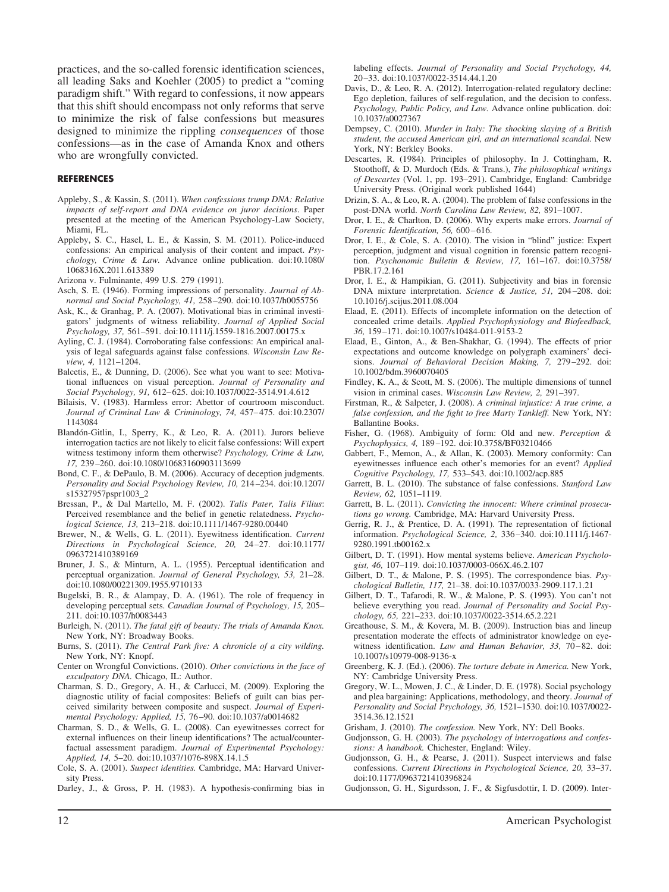practices, and the so-called forensic identification sciences, all leading Saks and Koehler (2005) to predict a "coming paradigm shift." With regard to confessions, it now appears that this shift should encompass not only reforms that serve to minimize the risk of false confessions but measures designed to minimize the rippling *consequences* of those confessions—as in the case of Amanda Knox and others who are wrongfully convicted.

## REFERENCES

Appleby, S., & Kassin, S. (2011). *When confessions trump DNA: Relative impacts of self-report and DNA evidence on juror decisions*. Paper presented at the meeting of the American Psychology-Law Society, Miami, FL.

Appleby, S. C., Hasel, L. E., & Kassin, S. M. (2011). Police-induced confessions: An empirical analysis of their content and impact. *Psychology, Crime & Law.* Advance online publication. doi:10.1080/1068316X.2011.613389

Arizona v. Fulminante, 499 U.S. 279 (1991).

Asch, S. E. (1946). Forming impressions of personality. *Journal of Abnormal and Social Psychology, 41,* 258–290. doi:10.1037/h0055756

Ask, K., & Granhag, P. A. (2007). Motivational bias in criminal investigators' judgments of witness reliability. *Journal of Applied Social Psychology, 37,* 561–591. doi:10.1111/j.1559-1816.2007.00175.x

Ayling, C. J. (1984). Corroborating false confessions: An empirical analysis of legal safeguards against false confessions. *Wisconsin Law Review, 4,* 1121–1204.

Balcetis, E., & Dunning, D. (2006). See what you want to see: Motivational influences on visual perception. *Journal of Personality and Social Psychology, 91,* 612–625. doi:10.1037/0022-3514.91.4.612

Bilaisis, V. (1983). Harmless error: Abettor of courtroom misconduct. *Journal of Criminal Law & Criminology, 74,* 457–475. doi:10.2307/1143084

Blandón-Gitlin, I., Sperry, K., & Leo, R. A. (2011). Jurors believe interrogation tactics are not likely to elicit false confessions: Will expert witness testimony inform them otherwise? *Psychology, Crime & Law, 17,* 239–260. doi:10.1080/10683160903113699

Bond, C. F., & DePaulo, B. M. (2006). Accuracy of deception judgments. *Personality and Social Psychology Review, 10,* 214–234. doi:10.1207/s15327957pspr1003_2

Bressan, P., & Dal Martello, M. F. (2002). *Talis Pater, Talis Filius*: Perceived resemblance and the belief in genetic relatedness. *Psychological Science, 13,* 213–218. doi:10.1111/1467-9280.00440

Brewer, N., & Wells, G. L. (2011). Eyewitness identification. *Current Directions in Psychological Science, 20,* 24–27. doi:10.1177/0963721410389169

Bruner, J. S., & Minturn, A. L. (1955). Perceptual identification and perceptual organization. *Journal of General Psychology, 53,* 21–28. doi:10.1080/00221309.1955.9710133

Bugelski, B. R., & Alampay, D. A. (1961). The role of frequency in developing perceptual sets. *Canadian Journal of Psychology, 15,* 205–211. doi:10.1037/h0083443

Burleigh, N. (2011). *The fatal gift of beauty: The trials of Amanda Knox.* New York, NY: Broadway Books.

Burns, S. (2011). *The Central Park five: A chronicle of a city wilding.* New York, NY: Knopf.

Center on Wrongful Convictions. (2010). *Other convictions in the face of exculpatory DNA.* Chicago, IL: Author.

Charman, S. D., Gregory, A. H., & Carlucci, M. (2009). Exploring the diagnostic utility of facial composites: Beliefs of guilt can bias perceived similarity between composite and suspect. *Journal of Experimental Psychology: Applied, 15,* 76–90. doi:10.1037/a0014682

Charman, S. D., & Wells, G. L. (2008). Can eyewitnesses correct for external influences on their lineup identifications? The actual/counterfactual assessment paradigm. *Journal of Experimental Psychology: Applied, 14,* 5–20. doi:10.1037/1076-898X.14.1.5

Cole, S. A. (2001). *Suspect identities.* Cambridge, MA: Harvard University Press.

Darley, J., & Gross, P. H. (1983). A hypothesis-confirming bias in labeling effects. *Journal of Personality and Social Psychology, 44,* 20–33. doi:10.1037/0022-3514.44.1.20

Davis, D., & Leo, R. A. (2012). Interrogation-related regulatory decline: Ego depletion, failures of self-regulation, and the decision to confess. *Psychology, Public Policy, and Law.* Advance online publication. doi:10.1037/a0027367

Dempsey, C. (2010). *Murder in Italy: The shocking slaying of a British student, the accused American girl, and an international scandal.* New York, NY: Berkley Books.

Descartes, R. (1984). Principles of philosophy. In J. Cottingham, R. Stoothoff, & D. Murdoch (Eds. & Trans.), *The philosophical writings of Descartes* (Vol. 1, pp. 193–291). Cambridge, England: Cambridge University Press. (Original work published 1644)

Drizin, S. A., & Leo, R. A. (2004). The problem of false confessions in the post-DNA world. *North Carolina Law Review, 82,* 891–1007.

Dror, I. E., & Charlton, D. (2006). Why experts make errors. *Journal of Forensic Identification, 56,* 600–616.

Dror, I. E., & Cole, S. A. (2010). The vision in "blind" justice: Expert perception, judgment and visual cognition in forensic pattern recognition. *Psychonomic Bulletin & Review, 17,* 161–167. doi:10.3758/PBR.17.2.161

Dror, I. E., & Hampikian, G. (2011). Subjectivity and bias in forensic DNA mixture interpretation. *Science & Justice, 51,* 204–208. doi:10.1016/j.scijus.2011.08.004

Elaad, E. (2011). Effects of incomplete information on the detection of concealed crime details. *Applied Psychophysiology and Biofeedback, 36,* 159–171. doi:10.1007/s10484-011-9153-2

Elaad, E., Ginton, A., & Ben-Shakhar, G. (1994). The effects of prior expectations and outcome knowledge on polygraph examiners' decisions. *Journal of Behavioral Decision Making, 7,* 279–292. doi:10.1002/bdm.3960070405

Findley, K. A., & Scott, M. S. (2006). The multiple dimensions of tunnel vision in criminal cases. *Wisconsin Law Review, 2,* 291–397.

Firstman, R., & Salpeter, J. (2008). *A criminal injustice: A true crime, a false confession, and the fight to free Marty Tankleff.* New York, NY: Ballantine Books.

Fisher, G. (1968). Ambiguity of form: Old and new. *Perception & Psychophysics, 4,* 189–192. doi:10.3758/BF03210466

Gabbert, F., Memon, A., & Allan, K. (2003). Memory conformity: Can eyewitnesses influence each other's memories for an event? *Applied Cognitive Psychology, 17,* 533–543. doi:10.1002/acp.885

Garrett, B. L. (2010). The substance of false confessions. *Stanford Law Review, 62,* 1051–1119.

Garrett, B. L. (2011). *Convicting the innocent: Where criminal prosecutions go wrong.* Cambridge, MA: Harvard University Press.

Gerrig, R. J., & Prentice, D. A. (1991). The representation of fictional information. *Psychological Science, 2,* 336–340. doi:10.1111/j.1467-9280.1991.tb00162.x

Gilbert, D. T. (1991). How mental systems believe. *American Psychologist, 46,* 107–119. doi:10.1037/0003-066X.46.2.107

Gilbert, D. T., & Malone, P. S. (1995). The correspondence bias. *Psychological Bulletin, 117,* 21–38. doi:10.1037/0033-2909.117.1.21

Gilbert, D. T., Tafarodi, R. W., & Malone, P. S. (1993). You can't not believe everything you read. *Journal of Personality and Social Psychology, 65,* 221–233. doi:10.1037/0022-3514.65.2.221

Greathouse, S. M., & Kovera, M. B. (2009). Instruction bias and lineup presentation moderate the effects of administrator knowledge on eyewitness identification. *Law and Human Behavior, 33,* 70–82. doi:10.1007/s10979-008-9136-x

Greenberg, K. J. (Ed.). (2006). *The torture debate in America.* New York, NY: Cambridge University Press.

Gregory, W. L., Mowen, J. C., & Linder, D. E. (1978). Social psychology and plea bargaining: Applications, methodology, and theory. *Journal of Personality and Social Psychology, 36,* 1521–1530. doi:10.1037/0022-3514.36.12.1521

Grisham, J. (2010). *The confession.* New York, NY: Dell Books.

Gudjonsson, G. H. (2003). *The psychology of interrogations and confessions: A handbook.* Chichester, England: Wiley.

Gudjonsson, G. H., & Pearse, J. (2011). Suspect interviews and false confessions. *Current Directions in Psychological Science, 20,* 33–37. doi:10.1177/0963721410396824

Gudjonsson, G. H., Sigurdsson, J. F., & Sigfusdottir, I. D. (2009). Inter-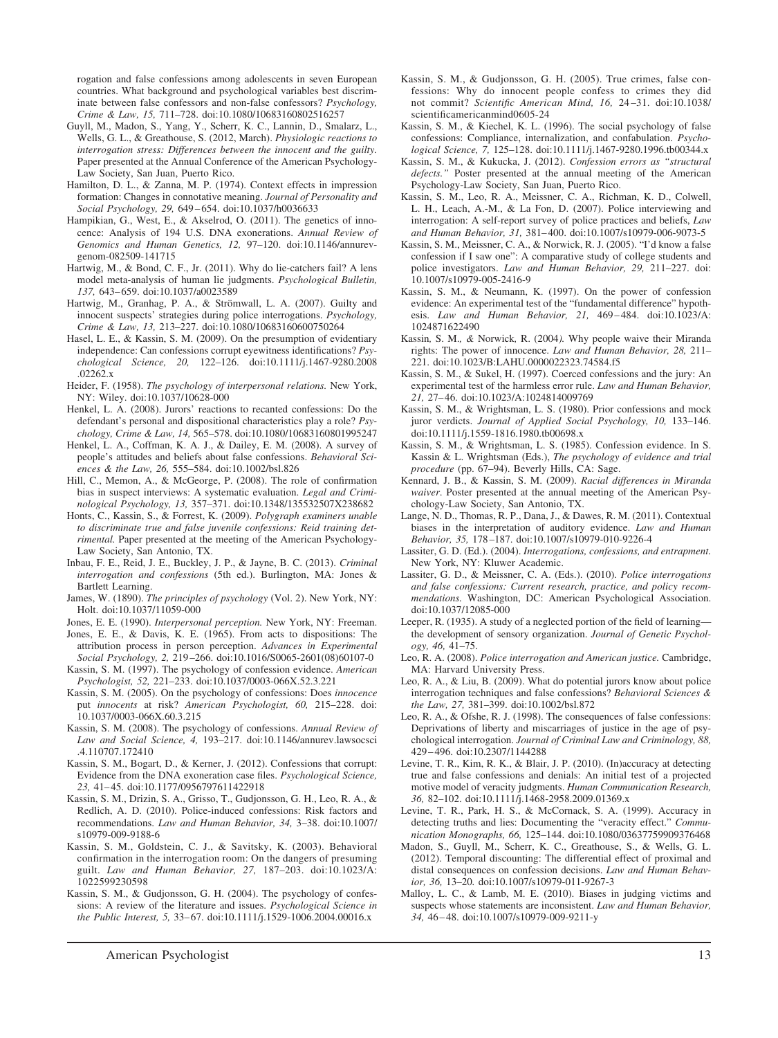rogation and false confessions among adolescents in seven European countries. What background and psychological variables best discriminate between false confessors and non-false confessors? *Psychology, Crime & Law, 15,* 711–728. doi:10.1080/10683160802516257

Guyll, M., Madon, S., Yang, Y., Scherr, K. C., Lannin, D., Smalarz, L., Wells, G. L., & Greathouse, S. (2012, March). *Physiologic reactions to interrogation stress: Differences between the innocent and the guilty.* Paper presented at the Annual Conference of the American Psychology-Law Society, San Juan, Puerto Rico.

Hamilton, D. L., & Zanna, M. P. (1974). Context effects in impression formation: Changes in connotative meaning. *Journal of Personality and Social Psychology, 29,* 649–654. doi:10.1037/h0036633

Hampikian, G., West, E., & Akselrod, O. (2011). The genetics of innocence: Analysis of 194 U.S. DNA exonerations. *Annual Review of Genomics and Human Genetics, 12,* 97–120. doi:10.1146/annurev-genom-082509-141715

Hartwig, M., & Bond, C. F., Jr. (2011). Why do lie-catchers fail? A lens model meta-analysis of human lie judgments. *Psychological Bulletin, 137,* 643–659. doi:10.1037/a0023589

Hartwig, M., Granhag, P. A., & Strömwall, L. A. (2007). Guilty and innocent suspects' strategies during police interrogations. *Psychology, Crime & Law, 13,* 213–227. doi:10.1080/10683160600750264

Hasel, L. E., & Kassin, S. M. (2009). On the presumption of evidentiary independence: Can confessions corrupt eyewitness identifications? *Psychological Science, 20,* 122–126. doi:10.1111/j.1467-9280.2008.02262.x

Heider, F. (1958). *The psychology of interpersonal relations.* New York, NY: Wiley. doi:10.1037/10628-000

Henkel, L. A. (2008). Jurors' reactions to recanted confessions: Do the defendant's personal and dispositional characteristics play a role? *Psychology, Crime & Law, 14,* 565–578. doi:10.1080/10683160801995247

Henkel, L. A., Coffman, K. A. J., & Dailey, E. M. (2008). A survey of people's attitudes and beliefs about false confessions. *Behavioral Sciences & the Law, 26,* 555–584. doi:10.1002/bsl.826

Hill, C., Memon, A., & McGeorge, P. (2008). The role of confirmation bias in suspect interviews: A systematic evaluation. *Legal and Criminological Psychology, 13,* 357–371. doi:10.1348/135532507X238682

Honts, C., Kassin, S., & Forrest, K. (2009). *Polygraph examiners unable to discriminate true and false juvenile confessions: Reid training detrimental.* Paper presented at the meeting of the American Psychology-Law Society, San Antonio, TX.

Inbau, F. E., Reid, J. E., Buckley, J. P., & Jayne, B. C. (2013). *Criminal interrogation and confessions* (5th ed.). Burlington, MA: Jones & Bartlett Learning.

James, W. (1890). *The principles of psychology* (Vol. 2). New York, NY: Holt. doi:10.1037/11059-000

Jones, E. E. (1990). *Interpersonal perception.* New York, NY: Freeman.

Jones, E. E., & Davis, K. E. (1965). From acts to dispositions: The attribution process in person perception. *Advances in Experimental Social Psychology, 2,* 219–266. doi:10.1016/S0065-2601(08)60107-0

Kassin, S. M. (1997). The psychology of confession evidence. *American Psychologist, 52,* 221–233. doi:10.1037/0003-066X.52.3.221

Kassin, S. M. (2005). On the psychology of confessions: Does *innocence* put *innocents* at risk? *American Psychologist, 60,* 215–228. doi:10.1037/0003-066X.60.3.215

Kassin, S. M. (2008). The psychology of confessions. *Annual Review of Law and Social Science, 4,* 193–217. doi:10.1146/annurev.lawsocsci.4.110707.172410

Kassin, S. M., Bogart, D., & Kerner, J. (2012). Confessions that corrupt: Evidence from the DNA exoneration case files. *Psychological Science, 23,* 41–45. doi:10.1177/0956797611422918

Kassin, S. M., Drizin, S. A., Grisso, T., Gudjonsson, G. H., Leo, R. A., & Redlich, A. D. (2010). Police-induced confessions: Risk factors and recommendations. *Law and Human Behavior, 34,* 3–38. doi:10.1007/s10979-009-9188-6

Kassin, S. M., Goldstein, C. J., & Savitsky, K. (2003). Behavioral confirmation in the interrogation room: On the dangers of presuming guilt. *Law and Human Behavior, 27,* 187–203. doi:10.1023/A:1022599230598

Kassin, S. M., & Gudjonsson, G. H. (2004). The psychology of confessions: A review of the literature and issues. *Psychological Science in the Public Interest, 5,* 33–67. doi:10.1111/j.1529-1006.2004.00016.x

Kassin, S. M., & Gudjonsson, G. H. (2005). True crimes, false confessions: Why do innocent people confess to crimes they did not commit? *Scientific American Mind, 16,* 24–31. doi:10.1038/scientificamericanmind0605-24

Kassin, S. M., & Kiechel, K. L. (1996). The social psychology of false confessions: Compliance, internalization, and confabulation. *Psychological Science, 7,* 125–128. doi:10.1111/j.1467-9280.1996.tb00344.x

Kassin, S. M., & Kukucka, J. (2012). *Confession errors as "structural defects."* Poster presented at the annual meeting of the American Psychology-Law Society, San Juan, Puerto Rico.

Kassin, S. M., Leo, R. A., Meissner, C. A., Richman, K. D., Colwell, L. H., Leach, A.-M., & La Fon, D. (2007). Police interviewing and interrogation: A self-report survey of police practices and beliefs, *Law and Human Behavior, 31,* 381–400. doi:10.1007/s10979-006-9073-5

Kassin, S. M., Meissner, C. A., & Norwick, R. J. (2005). "I'd know a false confession if I saw one": A comparative study of college students and police investigators. *Law and Human Behavior, 29,* 211–227. doi:10.1007/s10979-005-2416-9

Kassin, S. M., & Neumann, K. (1997). On the power of confession evidence: An experimental test of the "fundamental difference" hypothesis. *Law and Human Behavior, 21,* 469–484. doi:10.1023/A:1024871622490

Kassin, S. M., & Norwick, R. (2004). Why people waive their Miranda rights: The power of innocence. *Law and Human Behavior, 28,* 211–221. doi:10.1023/B:LAHU.0000022323.74584.f5

Kassin, S. M., & Sukel, H. (1997). Coerced confessions and the jury: An experimental test of the harmless error rule. *Law and Human Behavior, 21,* 27–46. doi:10.1023/A:1024814009769

Kassin, S. M., & Wrightsman, L. S. (1980). Prior confessions and mock juror verdicts. *Journal of Applied Social Psychology, 10,* 133–146. doi:10.1111/j.1559-1816.1980.tb00698.x

Kassin, S. M., & Wrightsman, L. S. (1985). Confession evidence. In S. Kassin & L. Wrightsman (Eds.), *The psychology of evidence and trial procedure* (pp. 67–94). Beverly Hills, CA: Sage.

Kennard, J. B., & Kassin, S. M. (2009). *Racial differences in Miranda waiver*. Poster presented at the annual meeting of the American Psychology-Law Society, San Antonio, TX.

Lange, N. D., Thomas, R. P., Dana, J., & Dawes, R. M. (2011). Contextual biases in the interpretation of auditory evidence. *Law and Human Behavior, 35,* 178–187. doi:10.1007/s10979-010-9226-4

Lassiter, G. D. (Ed.). (2004). *Interrogations, confessions, and entrapment.* New York, NY: Kluwer Academic.

Lassiter, G. D., & Meissner, C. A. (Eds.). (2010). *Police interrogations and false confessions: Current research, practice, and policy recommendations.* Washington, DC: American Psychological Association. doi:10.1037/12085-000

Leeper, R. (1935). A study of a neglected portion of the field of learning—the development of sensory organization. *Journal of Genetic Psychology, 46,* 41–75.

Leo, R. A. (2008). *Police interrogation and American justice.* Cambridge, MA: Harvard University Press.

Leo, R. A., & Liu, B. (2009). What do potential jurors know about police interrogation techniques and false confessions? *Behavioral Sciences & the Law, 27,* 381–399. doi:10.1002/bsl.872

Leo, R. A., & Ofshe, R. J. (1998). The consequences of false confessions: Deprivations of liberty and miscarriages of justice in the age of psychological interrogation. *Journal of Criminal Law and Criminology, 88,* 429–496. doi:10.2307/1144288

Levine, T. R., Kim, R. K., & Blair, J. P. (2010). (In)accuracy at detecting true and false confessions and denials: An initial test of a projected motive model of veracity judgments. *Human Communication Research, 36,* 82–102. doi:10.1111/j.1468-2958.2009.01369.x

Levine, T. R., Park, H. S., & McCornack, S. A. (1999). Accuracy in detecting truths and lies: Documenting the "veracity effect." *Communication Monographs, 66,* 125–144. doi:10.1080/03637759909376468

Madon, S., Guyll, M., Scherr, K. C., Greathouse, S., & Wells, G. L. (2012). Temporal discounting: The differential effect of proximal and distal consequences on confession decisions. *Law and Human Behavior, 36,* 13–20. doi:10.1007/s10979-011-9267-3

Malloy, L. C., & Lamb, M. E. (2010). Biases in judging victims and suspects whose statements are inconsistent. *Law and Human Behavior, 34,* 46–48. doi:10.1007/s10979-009-9211-y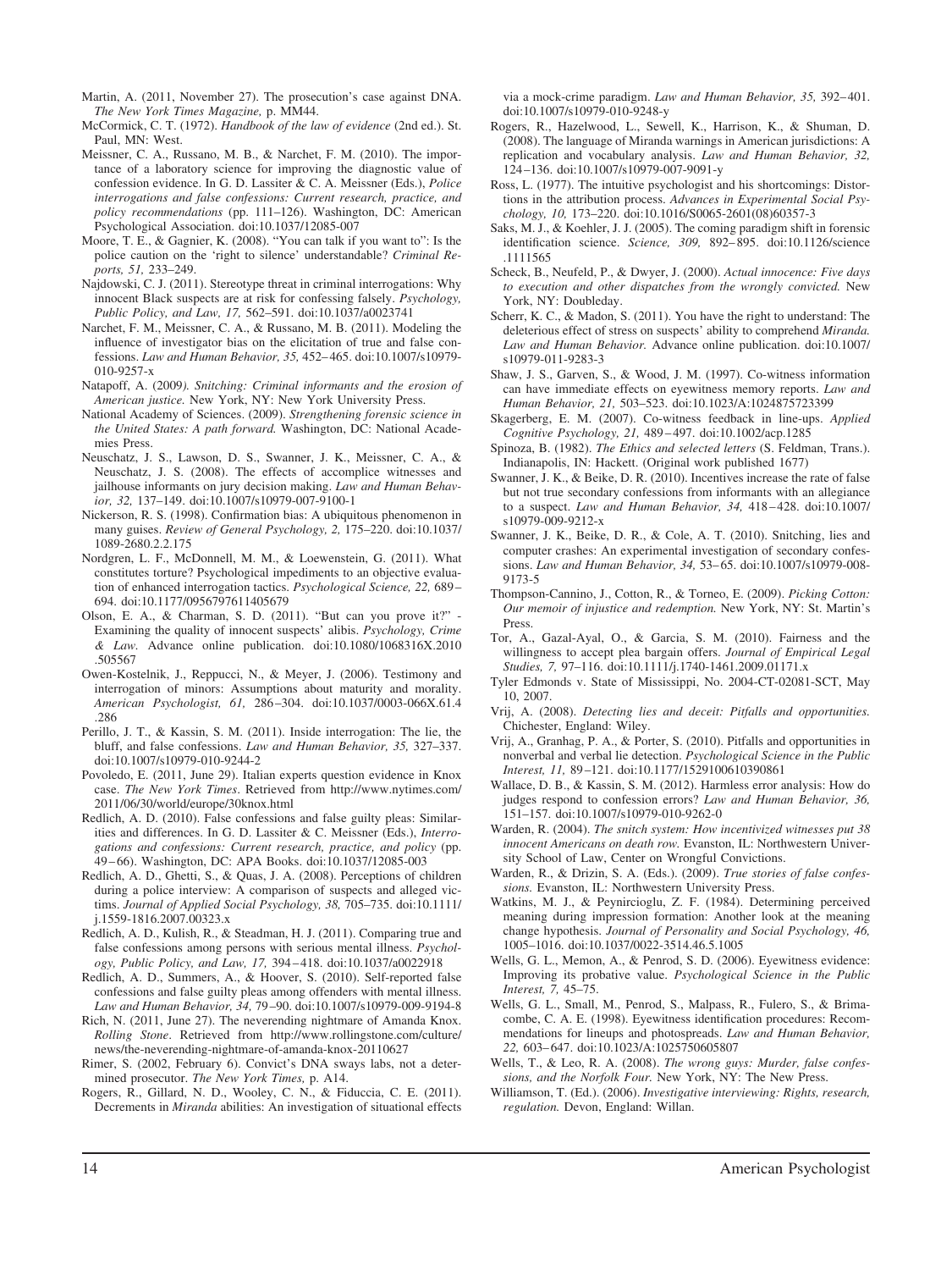Martin, A. (2011, November 27). The prosecution's case against DNA. *The New York Times Magazine,* p. MM44.

McCormick, C. T. (1972). *Handbook of the law of evidence* (2nd ed.). St. Paul, MN: West.

Meissner, C. A., Russano, M. B., & Narchet, F. M. (2010). The importance of a laboratory science for improving the diagnostic value of confession evidence. In G. D. Lassiter & C. A. Meissner (Eds.), *Police interrogations and false confessions: Current research, practice, and policy recommendations* (pp. 111–126). Washington, DC: American Psychological Association. doi:10.1037/12085-007

Moore, T. E., & Gagnier, K. (2008). "You can talk if you want to": Is the police caution on the 'right to silence' understandable? *Criminal Reports, 51,* 233–249.

Najdowski, C. J. (2011). Stereotype threat in criminal interrogations: Why innocent Black suspects are at risk for confessing falsely. *Psychology, Public Policy, and Law, 17,* 562–591. doi:10.1037/a0023741

Narchet, F. M., Meissner, C. A., & Russano, M. B. (2011). Modeling the influence of investigator bias on the elicitation of true and false confessions. *Law and Human Behavior, 35,* 452–465. doi:10.1007/s10979-010-9257-x

Natapoff, A. (2009). *Snitching: Criminal informants and the erosion of American justice.* New York, NY: New York University Press.

National Academy of Sciences. (2009). *Strengthening forensic science in the United States: A path forward.* Washington, DC: National Academies Press.

Neuschatz, J. S., Lawson, D. S., Swanner, J. K., Meissner, C. A., & Neuschatz, J. S. (2008). The effects of accomplice witnesses and jailhouse informants on jury decision making. *Law and Human Behavior, 32,* 137–149. doi:10.1007/s10979-007-9100-1

Nickerson, R. S. (1998). Confirmation bias: A ubiquitous phenomenon in many guises. *Review of General Psychology, 2,* 175–220. doi:10.1037/1089-2680.2.2.175

Nordgren, L. F., McDonnell, M. M., & Loewenstein, G. (2011). What constitutes torture? Psychological impediments to an objective evaluation of enhanced interrogation tactics. *Psychological Science, 22,* 689–694. doi:10.1177/0956797611405679

Olson, E. A., & Charman, S. D. (2011). "But can you prove it?" - Examining the quality of innocent suspects' alibis. *Psychology, Crime & Law.* Advance online publication. doi:10.1080/1068316X.2010.505567

Owen-Kostelnik, J., Reppucci, N., & Meyer, J. (2006). Testimony and interrogation of minors: Assumptions about maturity and morality. *American Psychologist, 61,* 286–304. doi:10.1037/0003-066X.61.4.286

Perillo, J. T., & Kassin, S. M. (2011). Inside interrogation: The lie, the bluff, and false confessions. *Law and Human Behavior, 35,* 327–337. doi:10.1007/s10979-010-9244-2

Povoledo, E. (2011, June 29). Italian experts question evidence in Knox case. *The New York Times*. Retrieved from http://www.nytimes.com/2011/06/30/world/europe/30knox.html

Redlich, A. D. (2010). False confessions and false guilty pleas: Similarities and differences. In G. D. Lassiter & C. Meissner (Eds.), *Interrogations and confessions: Current research, practice, and policy* (pp. 49–66). Washington, DC: APA Books. doi:10.1037/12085-003

Redlich, A. D., Ghetti, S., & Quas, J. A. (2008). Perceptions of children during a police interview: A comparison of suspects and alleged victims. *Journal of Applied Social Psychology, 38,* 705–735. doi:10.1111/j.1559-1816.2007.00323.x

Redlich, A. D., Kulish, R., & Steadman, H. J. (2011). Comparing true and false confessions among persons with serious mental illness. *Psychology, Public Policy, and Law, 17,* 394–418. doi:10.1037/a0022918

Redlich, A. D., Summers, A., & Hoover, S. (2010). Self-reported false confessions and false guilty pleas among offenders with mental illness. *Law and Human Behavior, 34,* 79–90. doi:10.1007/s10979-009-9194-8

Rich, N. (2011, June 27). The neverending nightmare of Amanda Knox. *Rolling Stone*. Retrieved from http://www.rollingstone.com/culture/news/the-neverending-nightmare-of-amanda-knox-20110627

Rimer, S. (2002, February 6). Convict's DNA sways labs, not a determined prosecutor. *The New York Times,* p. A14.

Rogers, R., Gillard, N. D., Wooley, C. N., & Fiduccia, C. E. (2011). Decrements in *Miranda* abilities: An investigation of situational effects via a mock-crime paradigm. *Law and Human Behavior, 35,* 392–401. doi:10.1007/s10979-010-9248-y

Rogers, R., Hazelwood, L., Sewell, K., Harrison, K., & Shuman, D. (2008). The language of Miranda warnings in American jurisdictions: A replication and vocabulary analysis. *Law and Human Behavior, 32,* 124–136. doi:10.1007/s10979-007-9091-y

Ross, L. (1977). The intuitive psychologist and his shortcomings: Distortions in the attribution process. *Advances in Experimental Social Psychology, 10,* 173–220. doi:10.1016/S0065-2601(08)60357-3

Saks, M. J., & Koehler, J. J. (2005). The coming paradigm shift in forensic identification science. *Science, 309,* 892–895. doi:10.1126/science.1111565

Scheck, B., Neufeld, P., & Dwyer, J. (2000). *Actual innocence: Five days to execution and other dispatches from the wrongly convicted.* New York, NY: Doubleday.

Scherr, K. C., & Madon, S. (2011). You have the right to understand: The deleterious effect of stress on suspects' ability to comprehend *Miranda. Law and Human Behavior.* Advance online publication. doi:10.1007/s10979-011-9283-3

Shaw, J. S., Garven, S., & Wood, J. M. (1997). Co-witness information can have immediate effects on eyewitness memory reports. *Law and Human Behavior, 21,* 503–523. doi:10.1023/A:1024875723399

Skagerberg, E. M. (2007). Co-witness feedback in line-ups. *Applied Cognitive Psychology, 21,* 489–497. doi:10.1002/acp.1285

Spinoza, B. (1982). *The Ethics and selected letters* (S. Feldman, Trans.). Indianapolis, IN: Hackett. (Original work published 1677)

Swanner, J. K., & Beike, D. R. (2010). Incentives increase the rate of false but not true secondary confessions from informants with an allegiance to a suspect. *Law and Human Behavior, 34,* 418–428. doi:10.1007/s10979-009-9212-x

Swanner, J. K., Beike, D. R., & Cole, A. T. (2010). Snitching, lies and computer crashes: An experimental investigation of secondary confessions. *Law and Human Behavior, 34,* 53–65. doi:10.1007/s10979-008-9173-5

Thompson-Cannino, J., Cotton, R., & Torneo, E. (2009). *Picking Cotton: Our memoir of injustice and redemption.* New York, NY: St. Martin's Press.

Tor, A., Gazal-Ayal, O., & Garcia, S. M. (2010). Fairness and the willingness to accept plea bargain offers. *Journal of Empirical Legal Studies, 7,* 97–116. doi:10.1111/j.1740-1461.2009.01171.x

Tyler Edmonds v. State of Mississippi, No. 2004-CT-02081-SCT, May 10, 2007.

Vrij, A. (2008). *Detecting lies and deceit: Pitfalls and opportunities.* Chichester, England: Wiley.

Vrij, A., Granhag, P. A., & Porter, S. (2010). Pitfalls and opportunities in nonverbal and verbal lie detection. *Psychological Science in the Public Interest, 11,* 89–121. doi:10.1177/1529100610390861

Wallace, D. B., & Kassin, S. M. (2012). Harmless error analysis: How do judges respond to confession errors? *Law and Human Behavior, 36,* 151–157. doi:10.1007/s10979-010-9262-0

Warden, R. (2004). *The snitch system: How incentivized witnesses put 38 innocent Americans on death row.* Evanston, IL: Northwestern University School of Law, Center on Wrongful Convictions.

Warden, R., & Drizin, S. A. (Eds.). (2009). *True stories of false confessions.* Evanston, IL: Northwestern University Press.

Watkins, M. J., & Peynircioglu, Z. F. (1984). Determining perceived meaning during impression formation: Another look at the meaning change hypothesis. *Journal of Personality and Social Psychology, 46,* 1005–1016. doi:10.1037/0022-3514.46.5.1005

Wells, G. L., Memon, A., & Penrod, S. D. (2006). Eyewitness evidence: Improving its probative value. *Psychological Science in the Public Interest, 7,* 45–75.

Wells, G. L., Small, M., Penrod, S., Malpass, R., Fulero, S., & Brimacombe, C. A. E. (1998). Eyewitness identification procedures: Recommendations for lineups and photospreads. *Law and Human Behavior, 22,* 603–647. doi:10.1023/A:1025750605807

Wells, T., & Leo, R. A. (2008). *The wrong guys: Murder, false confessions, and the Norfolk Four.* New York, NY: The New Press.

Williamson, T. (Ed.). (2006). *Investigative interviewing: Rights, research, regulation.* Devon, England: Willan.